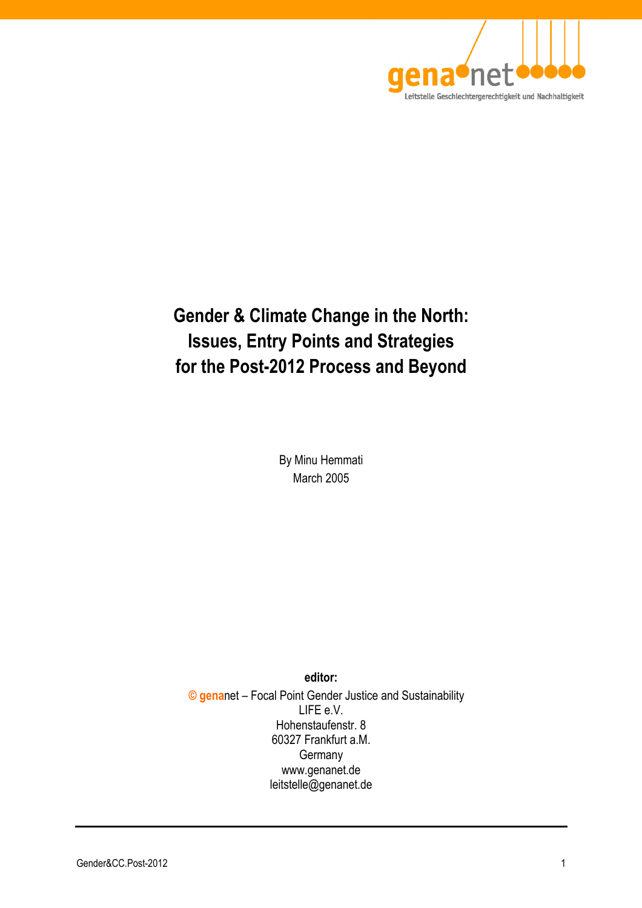# Gender & Climate Change in the North: Issues, Entry Points and Strategies for the Post-2012 Process and Beyond

By Minu Hemmati

March 2005

**editor:**

© **gena**net – Focal Point Gender Justice and Sustainability
LIFE e.V.
Hohenstaufenstr. 8
60327 Frankfurt a.M.
Germany
www.genanet.de
leitstelle@genanet.de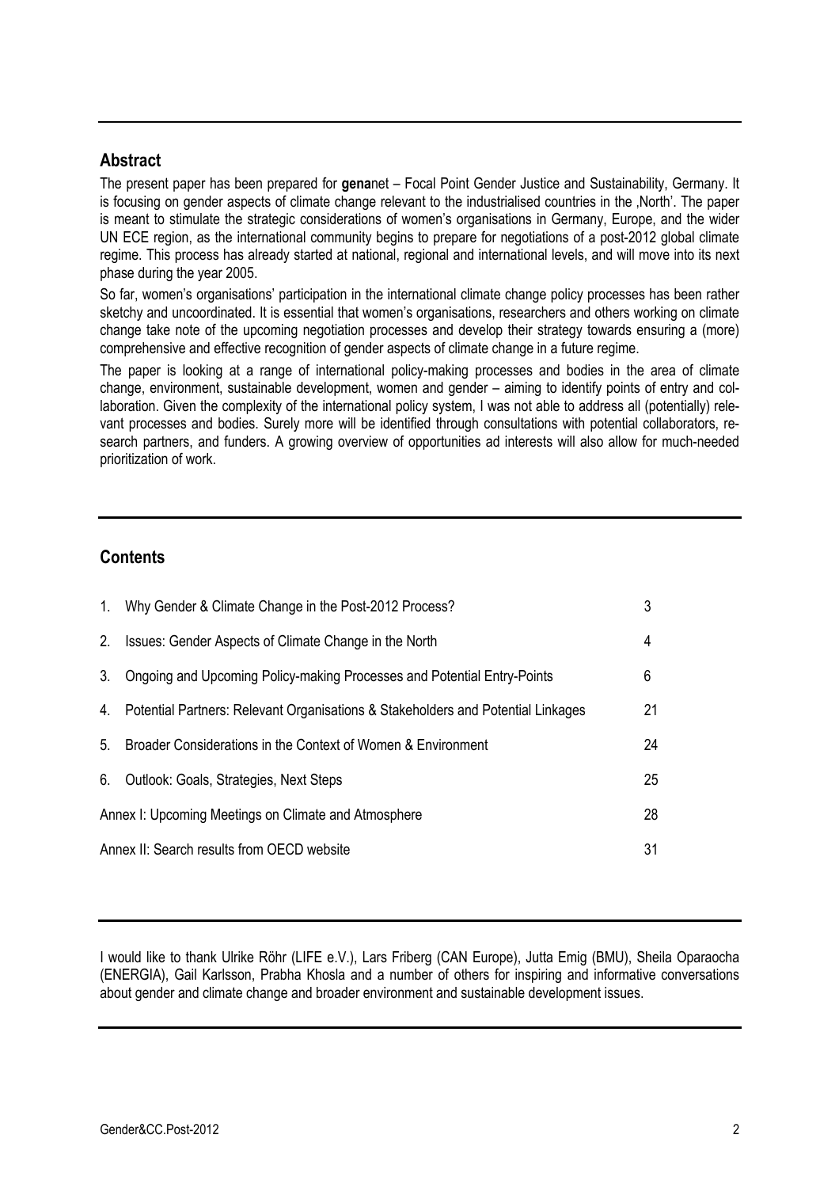## Abstract

The present paper has been prepared for **gena**net – Focal Point Gender Justice and Sustainability, Germany. It is focusing on gender aspects of climate change relevant to the industrialised countries in the ‚North'. The paper is meant to stimulate the strategic considerations of women's organisations in Germany, Europe, and the wider UN ECE region, as the international community begins to prepare for negotiations of a post-2012 global climate regime. This process has already started at national, regional and international levels, and will move into its next phase during the year 2005.

So far, women's organisations' participation in the international climate change policy processes has been rather sketchy and uncoordinated. It is essential that women's organisations, researchers and others working on climate change take note of the upcoming negotiation processes and develop their strategy towards ensuring a (more) comprehensive and effective recognition of gender aspects of climate change in a future regime.

The paper is looking at a range of international policy-making processes and bodies in the area of climate change, environment, sustainable development, women and gender – aiming to identify points of entry and collaboration. Given the complexity of the international policy system, I was not able to address all (potentially) relevant processes and bodies. Surely more will be identified through consultations with potential collaborators, research partners, and funders. A growing overview of opportunities ad interests will also allow for much-needed prioritization of work.

## Contents

| | | |
|---|---|---|
| 1. | Why Gender & Climate Change in the Post-2012 Process? | 3 |
| 2. | Issues: Gender Aspects of Climate Change in the North | 4 |
| 3. | Ongoing and Upcoming Policy-making Processes and Potential Entry-Points | 6 |
| 4. | Potential Partners: Relevant Organisations & Stakeholders and Potential Linkages | 21 |
| 5. | Broader Considerations in the Context of Women & Environment | 24 |
| 6. | Outlook: Goals, Strategies, Next Steps | 25 |
| | Annex I: Upcoming Meetings on Climate and Atmosphere | 28 |
| | Annex II: Search results from OECD website | 31 |

I would like to thank Ulrike Röhr (LIFE e.V.), Lars Friberg (CAN Europe), Jutta Emig (BMU), Sheila Oparaocha (ENERGIA), Gail Karlsson, Prabha Khosla and a number of others for inspiring and informative conversations about gender and climate change and broader environment and sustainable development issues.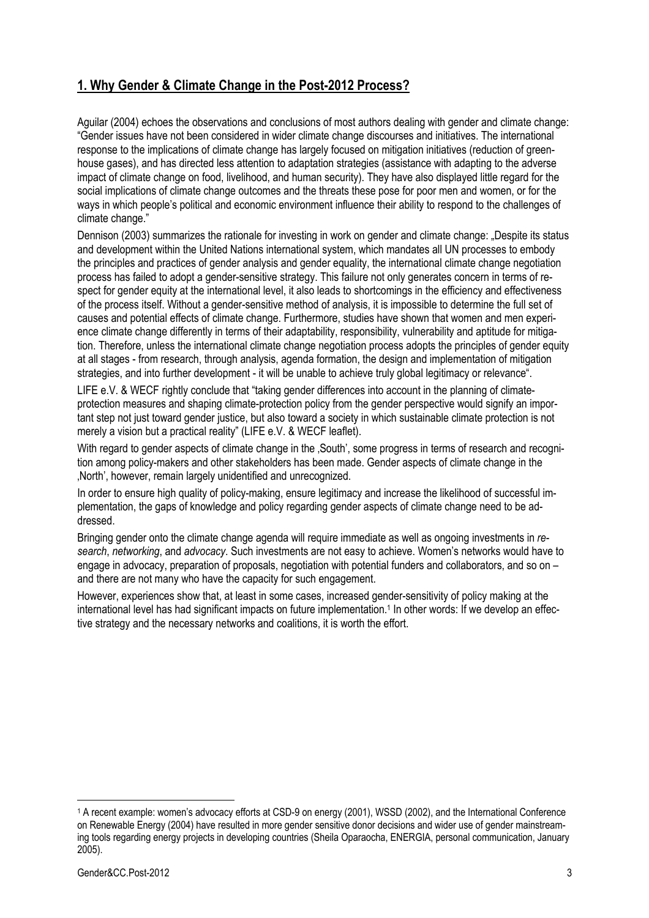## 1. Why Gender & Climate Change in the Post-2012 Process?

Aguilar (2004) echoes the observations and conclusions of most authors dealing with gender and climate change: "Gender issues have not been considered in wider climate change discourses and initiatives. The international response to the implications of climate change has largely focused on mitigation initiatives (reduction of greenhouse gases), and has directed less attention to adaptation strategies (assistance with adapting to the adverse impact of climate change on food, livelihood, and human security). They have also displayed little regard for the social implications of climate change outcomes and the threats these pose for poor men and women, or for the ways in which people's political and economic environment influence their ability to respond to the challenges of climate change."

Dennison (2003) summarizes the rationale for investing in work on gender and climate change: „Despite its status and development within the United Nations international system, which mandates all UN processes to embody the principles and practices of gender analysis and gender equality, the international climate change negotiation process has failed to adopt a gender-sensitive strategy. This failure not only generates concern in terms of respect for gender equity at the international level, it also leads to shortcomings in the efficiency and effectiveness of the process itself. Without a gender-sensitive method of analysis, it is impossible to determine the full set of causes and potential effects of climate change. Furthermore, studies have shown that women and men experience climate change differently in terms of their adaptability, responsibility, vulnerability and aptitude for mitigation. Therefore, unless the international climate change negotiation process adopts the principles of gender equity at all stages - from research, through analysis, agenda formation, the design and implementation of mitigation strategies, and into further development - it will be unable to achieve truly global legitimacy or relevance".

LIFE e.V. & WECF rightly conclude that "taking gender differences into account in the planning of climate-protection measures and shaping climate-protection policy from the gender perspective would signify an important step not just toward gender justice, but also toward a society in which sustainable climate protection is not merely a vision but a practical reality" (LIFE e.V. & WECF leaflet).

With regard to gender aspects of climate change in the ‚South', some progress in terms of research and recognition among policy-makers and other stakeholders has been made. Gender aspects of climate change in the ‚North', however, remain largely unidentified and unrecognized.

In order to ensure high quality of policy-making, ensure legitimacy and increase the likelihood of successful implementation, the gaps of knowledge and policy regarding gender aspects of climate change need to be addressed.

Bringing gender onto the climate change agenda will require immediate as well as ongoing investments in *research*, *networking*, and *advocacy*. Such investments are not easy to achieve. Women's networks would have to engage in advocacy, preparation of proposals, negotiation with potential funders and collaborators, and so on – and there are not many who have the capacity for such engagement.

However, experiences show that, at least in some cases, increased gender-sensitivity of policy making at the international level has had significant impacts on future implementation.[1] In other words: If we develop an effective strategy and the necessary networks and coalitions, it is worth the effort.

---

[1] A recent example: women's advocacy efforts at CSD-9 on energy (2001), WSSD (2002), and the International Conference on Renewable Energy (2004) have resulted in more gender sensitive donor decisions and wider use of gender mainstreaming tools regarding energy projects in developing countries (Sheila Oparaocha, ENERGIA, personal communication, January 2005).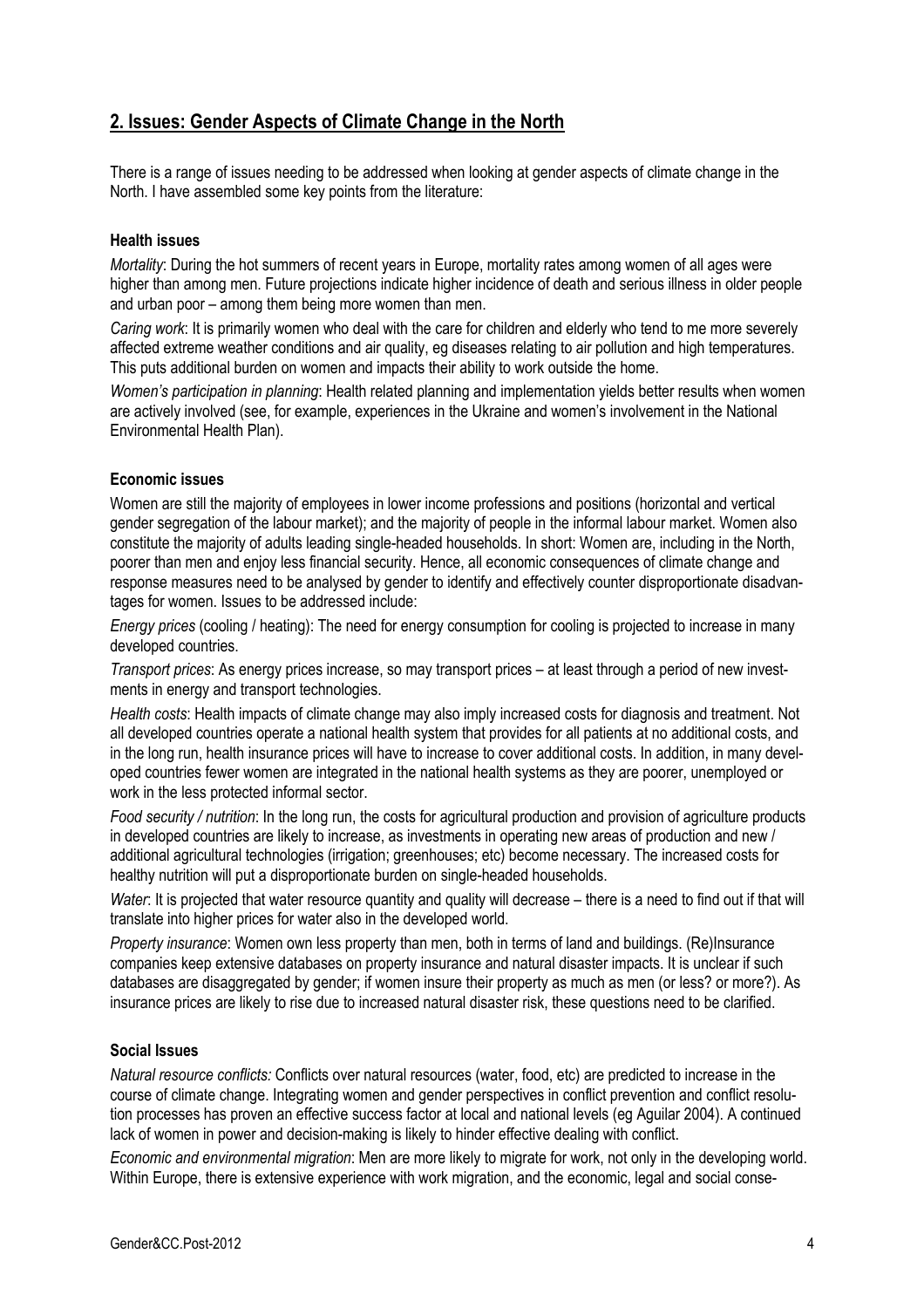## 2. Issues: Gender Aspects of Climate Change in the North

There is a range of issues needing to be addressed when looking at gender aspects of climate change in the North. I have assembled some key points from the literature:

**Health issues**

*Mortality*: During the hot summers of recent years in Europe, mortality rates among women of all ages were higher than among men. Future projections indicate higher incidence of death and serious illness in older people and urban poor – among them being more women than men.

*Caring work*: It is primarily women who deal with the care for children and elderly who tend to me more severely affected extreme weather conditions and air quality, eg diseases relating to air pollution and high temperatures. This puts additional burden on women and impacts their ability to work outside the home.

*Women's participation in planning*: Health related planning and implementation yields better results when women are actively involved (see, for example, experiences in the Ukraine and women's involvement in the National Environmental Health Plan).

**Economic issues**

Women are still the majority of employees in lower income professions and positions (horizontal and vertical gender segregation of the labour market); and the majority of people in the informal labour market. Women also constitute the majority of adults leading single-headed households. In short: Women are, including in the North, poorer than men and enjoy less financial security. Hence, all economic consequences of climate change and response measures need to be analysed by gender to identify and effectively counter disproportionate disadvantages for women. Issues to be addressed include:

*Energy prices* (cooling / heating): The need for energy consumption for cooling is projected to increase in many developed countries.

*Transport prices*: As energy prices increase, so may transport prices – at least through a period of new investments in energy and transport technologies.

*Health costs*: Health impacts of climate change may also imply increased costs for diagnosis and treatment. Not all developed countries operate a national health system that provides for all patients at no additional costs, and in the long run, health insurance prices will have to increase to cover additional costs. In addition, in many developed countries fewer women are integrated in the national health systems as they are poorer, unemployed or work in the less protected informal sector.

*Food security / nutrition*: In the long run, the costs for agricultural production and provision of agriculture products in developed countries are likely to increase, as investments in operating new areas of production and new / additional agricultural technologies (irrigation; greenhouses; etc) become necessary. The increased costs for healthy nutrition will put a disproportionate burden on single-headed households.

*Water*: It is projected that water resource quantity and quality will decrease – there is a need to find out if that will translate into higher prices for water also in the developed world.

*Property insurance*: Women own less property than men, both in terms of land and buildings. (Re)Insurance companies keep extensive databases on property insurance and natural disaster impacts. It is unclear if such databases are disaggregated by gender; if women insure their property as much as men (or less? or more?). As insurance prices are likely to rise due to increased natural disaster risk, these questions need to be clarified.

**Social Issues**

*Natural resource conflicts:* Conflicts over natural resources (water, food, etc) are predicted to increase in the course of climate change. Integrating women and gender perspectives in conflict prevention and conflict resolution processes has proven an effective success factor at local and national levels (eg Aguilar 2004). A continued lack of women in power and decision-making is likely to hinder effective dealing with conflict.

*Economic and environmental migration*: Men are more likely to migrate for work, not only in the developing world. Within Europe, there is extensive experience with work migration, and the economic, legal and social conse-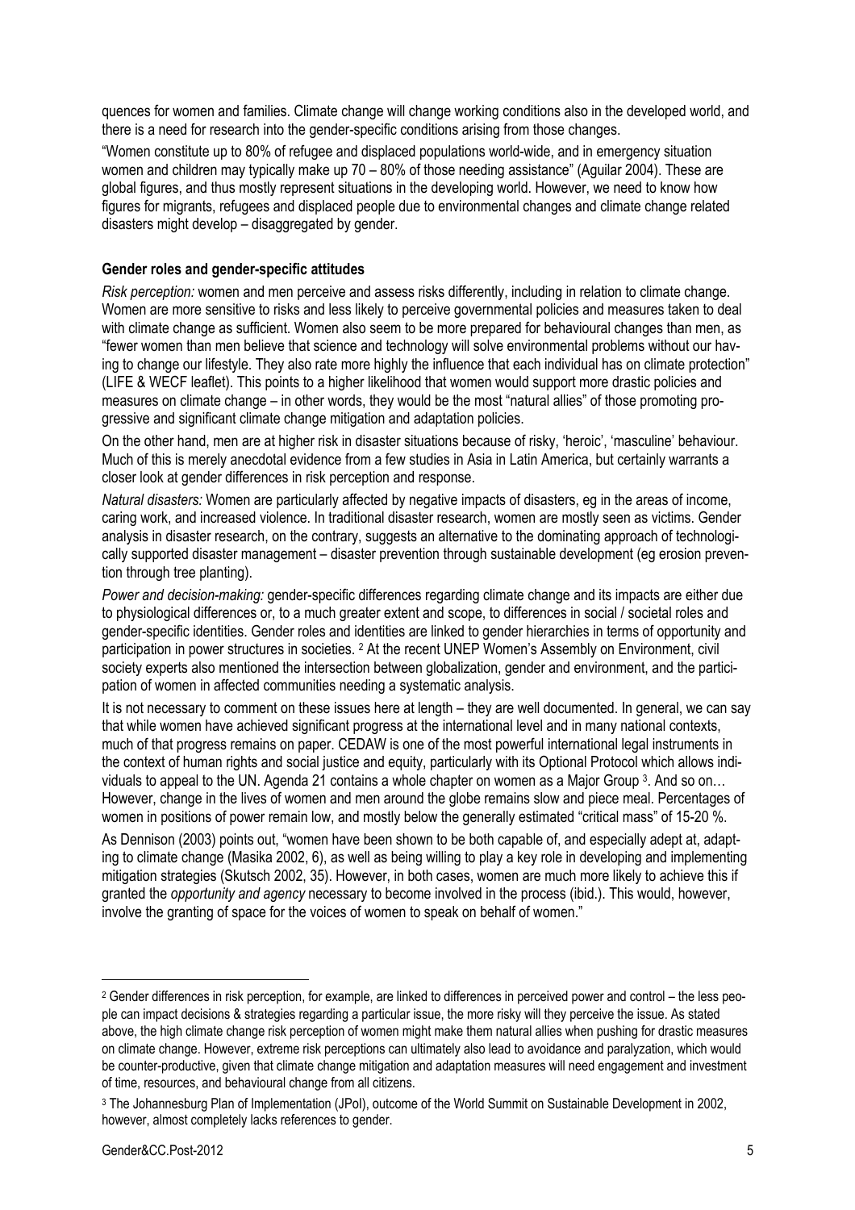quences for women and families. Climate change will change working conditions also in the developed world, and there is a need for research into the gender-specific conditions arising from those changes.

"Women constitute up to 80% of refugee and displaced populations world-wide, and in emergency situation women and children may typically make up 70 – 80% of those needing assistance" (Aguilar 2004). These are global figures, and thus mostly represent situations in the developing world. However, we need to know how figures for migrants, refugees and displaced people due to environmental changes and climate change related disasters might develop – disaggregated by gender.

**Gender roles and gender-specific attitudes**

*Risk perception:* women and men perceive and assess risks differently, including in relation to climate change. Women are more sensitive to risks and less likely to perceive governmental policies and measures taken to deal with climate change as sufficient. Women also seem to be more prepared for behavioural changes than men, as "fewer women than men believe that science and technology will solve environmental problems without our having to change our lifestyle. They also rate more highly the influence that each individual has on climate protection" (LIFE & WECF leaflet). This points to a higher likelihood that women would support more drastic policies and measures on climate change – in other words, they would be the most "natural allies" of those promoting progressive and significant climate change mitigation and adaptation policies.

On the other hand, men are at higher risk in disaster situations because of risky, 'heroic', 'masculine' behaviour. Much of this is merely anecdotal evidence from a few studies in Asia in Latin America, but certainly warrants a closer look at gender differences in risk perception and response.

*Natural disasters:* Women are particularly affected by negative impacts of disasters, eg in the areas of income, caring work, and increased violence. In traditional disaster research, women are mostly seen as victims. Gender analysis in disaster research, on the contrary, suggests an alternative to the dominating approach of technologically supported disaster management – disaster prevention through sustainable development (eg erosion prevention through tree planting).

*Power and decision-making:* gender-specific differences regarding climate change and its impacts are either due to physiological differences or, to a much greater extent and scope, to differences in social / societal roles and gender-specific identities. Gender roles and identities are linked to gender hierarchies in terms of opportunity and participation in power structures in societies. [2] At the recent UNEP Women's Assembly on Environment, civil society experts also mentioned the intersection between globalization, gender and environment, and the participation of women in affected communities needing a systematic analysis.

It is not necessary to comment on these issues here at length – they are well documented. In general, we can say that while women have achieved significant progress at the international level and in many national contexts, much of that progress remains on paper. CEDAW is one of the most powerful international legal instruments in the context of human rights and social justice and equity, particularly with its Optional Protocol which allows individuals to appeal to the UN. Agenda 21 contains a whole chapter on women as a Major Group [3]. And so on… However, change in the lives of women and men around the globe remains slow and piece meal. Percentages of women in positions of power remain low, and mostly below the generally estimated "critical mass" of 15-20 %.

As Dennison (2003) points out, "women have been shown to be both capable of, and especially adept at, adapting to climate change (Masika 2002, 6), as well as being willing to play a key role in developing and implementing mitigation strategies (Skutsch 2002, 35). However, in both cases, women are much more likely to achieve this if granted the *opportunity and agency* necessary to become involved in the process (ibid.). This would, however, involve the granting of space for the voices of women to speak on behalf of women."

---

[2] Gender differences in risk perception, for example, are linked to differences in perceived power and control – the less people can impact decisions & strategies regarding a particular issue, the more risky will they perceive the issue. As stated above, the high climate change risk perception of women might make them natural allies when pushing for drastic measures on climate change. However, extreme risk perceptions can ultimately also lead to avoidance and paralyzation, which would be counter-productive, given that climate change mitigation and adaptation measures will need engagement and investment of time, resources, and behavioural change from all citizens.

[3] The Johannesburg Plan of Implementation (JPoI), outcome of the World Summit on Sustainable Development in 2002, however, almost completely lacks references to gender.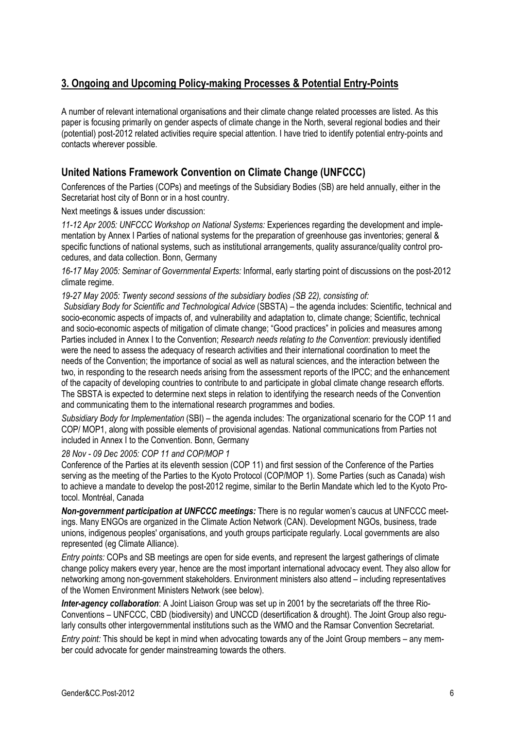## 3. Ongoing and Upcoming Policy-making Processes & Potential Entry-Points

A number of relevant international organisations and their climate change related processes are listed. As this paper is focusing primarily on gender aspects of climate change in the North, several regional bodies and their (potential) post-2012 related activities require special attention. I have tried to identify potential entry-points and contacts wherever possible.

### United Nations Framework Convention on Climate Change (UNFCCC)

Conferences of the Parties (COPs) and meetings of the Subsidiary Bodies (SB) are held annually, either in the Secretariat host city of Bonn or in a host country.

Next meetings & issues under discussion:

*11-12 Apr 2005: UNFCCC Workshop on National Systems:* Experiences regarding the development and implementation by Annex I Parties of national systems for the preparation of greenhouse gas inventories; general & specific functions of national systems, such as institutional arrangements, quality assurance/quality control procedures, and data collection. Bonn, Germany

*16-17 May 2005: Seminar of Governmental Experts:* Informal, early starting point of discussions on the post-2012 climate regime.

*19-27 May 2005: Twenty second sessions of the subsidiary bodies (SB 22), consisting of:*

*Subsidiary Body for Scientific and Technological Advice* (SBSTA) – the agenda includes: Scientific, technical and socio-economic aspects of impacts of, and vulnerability and adaptation to, climate change; Scientific, technical and socio-economic aspects of mitigation of climate change; "Good practices" in policies and measures among Parties included in Annex I to the Convention; *Research needs relating to the Convention*: previously identified were the need to assess the adequacy of research activities and their international coordination to meet the needs of the Convention; the importance of social as well as natural sciences, and the interaction between the two, in responding to the research needs arising from the assessment reports of the IPCC; and the enhancement of the capacity of developing countries to contribute to and participate in global climate change research efforts. The SBSTA is expected to determine next steps in relation to identifying the research needs of the Convention and communicating them to the international research programmes and bodies.

*Subsidiary Body for Implementation* (SBI) – the agenda includes: The organizational scenario for the COP 11 and COP/ MOP1, along with possible elements of provisional agendas. National communications from Parties not included in Annex I to the Convention. Bonn, Germany

*28 Nov - 09 Dec 2005: COP 11 and COP/MOP 1*

Conference of the Parties at its eleventh session (COP 11) and first session of the Conference of the Parties serving as the meeting of the Parties to the Kyoto Protocol (COP/MOP 1). Some Parties (such as Canada) wish to achieve a mandate to develop the post-2012 regime, similar to the Berlin Mandate which led to the Kyoto Protocol. Montréal, Canada

***Non-government participation at UNFCCC meetings:*** There is no regular women's caucus at UNFCCC meetings. Many ENGOs are organized in the Climate Action Network (CAN). Development NGOs, business, trade unions, indigenous peoples' organisations, and youth groups participate regularly. Local governments are also represented (eg Climate Alliance).

*Entry points:* COPs and SB meetings are open for side events, and represent the largest gatherings of climate change policy makers every year, hence are the most important international advocacy event. They also allow for networking among non-government stakeholders. Environment ministers also attend – including representatives of the Women Environment Ministers Network (see below).

***Inter-agency collaboration***: A Joint Liaison Group was set up in 2001 by the secretariats off the three Rio-Conventions – UNFCCC, CBD (biodiversity) and UNCCD (desertification & drought). The Joint Group also regularly consults other intergovernmental institutions such as the WMO and the Ramsar Convention Secretariat.

*Entry point:* This should be kept in mind when advocating towards any of the Joint Group members – any member could advocate for gender mainstreaming towards the others.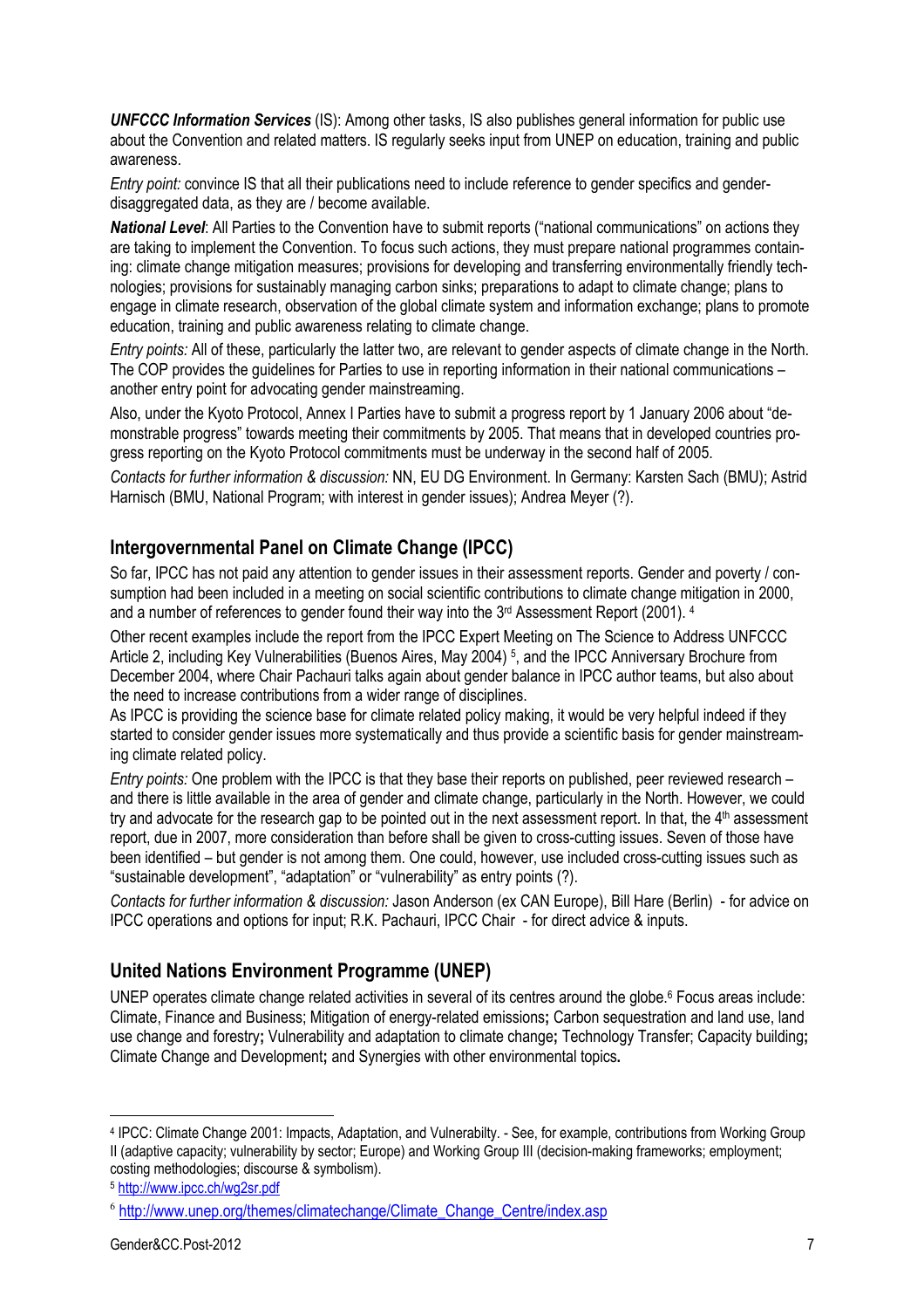***UNFCCC Information Services*** (IS): Among other tasks, IS also publishes general information for public use about the Convention and related matters. IS regularly seeks input from UNEP on education, training and public awareness.

*Entry point:* convince IS that all their publications need to include reference to gender specifics and gender-disaggregated data, as they are / become available.

***National Level***: All Parties to the Convention have to submit reports ("national communications" on actions they are taking to implement the Convention. To focus such actions, they must prepare national programmes containing: climate change mitigation measures; provisions for developing and transferring environmentally friendly technologies; provisions for sustainably managing carbon sinks; preparations to adapt to climate change; plans to engage in climate research, observation of the global climate system and information exchange; plans to promote education, training and public awareness relating to climate change.

*Entry points:* All of these, particularly the latter two, are relevant to gender aspects of climate change in the North. The COP provides the guidelines for Parties to use in reporting information in their national communications – another entry point for advocating gender mainstreaming.

Also, under the Kyoto Protocol, Annex I Parties have to submit a progress report by 1 January 2006 about "demonstrable progress" towards meeting their commitments by 2005. That means that in developed countries progress reporting on the Kyoto Protocol commitments must be underway in the second half of 2005.

*Contacts for further information & discussion:* NN, EU DG Environment. In Germany: Karsten Sach (BMU); Astrid Harnisch (BMU, National Program; with interest in gender issues); Andrea Meyer (?).

## Intergovernmental Panel on Climate Change (IPCC)

So far, IPCC has not paid any attention to gender issues in their assessment reports. Gender and poverty / consumption had been included in a meeting on social scientific contributions to climate change mitigation in 2000, and a number of references to gender found their way into the 3rd Assessment Report (2001). [4]

Other recent examples include the report from the IPCC Expert Meeting on The Science to Address UNFCCC Article 2, including Key Vulnerabilities (Buenos Aires, May 2004) [5], and the IPCC Anniversary Brochure from December 2004, where Chair Pachauri talks again about gender balance in IPCC author teams, but also about the need to increase contributions from a wider range of disciplines.

As IPCC is providing the science base for climate related policy making, it would be very helpful indeed if they started to consider gender issues more systematically and thus provide a scientific basis for gender mainstreaming climate related policy.

*Entry points:* One problem with the IPCC is that they base their reports on published, peer reviewed research – and there is little available in the area of gender and climate change, particularly in the North. However, we could try and advocate for the research gap to be pointed out in the next assessment report. In that, the 4th assessment report, due in 2007, more consideration than before shall be given to cross-cutting issues. Seven of those have been identified – but gender is not among them. One could, however, use included cross-cutting issues such as "sustainable development", "adaptation" or "vulnerability" as entry points (?).

*Contacts for further information & discussion:* Jason Anderson (ex CAN Europe), Bill Hare (Berlin) - for advice on IPCC operations and options for input; R.K. Pachauri, IPCC Chair - for direct advice & inputs.

## United Nations Environment Programme (UNEP)

UNEP operates climate change related activities in several of its centres around the globe.[6] Focus areas include: Climate, Finance and Business; Mitigation of energy-related emissions**;** Carbon sequestration and land use, land use change and forestry**;** Vulnerability and adaptation to climate change**;** Technology Transfer; Capacity building**;** Climate Change and Development**;** and Synergies with other environmental topics**.**

---

[4] IPCC: Climate Change 2001: Impacts, Adaptation, and Vulnerabilty. - See, for example, contributions from Working Group II (adaptive capacity; vulnerability by sector; Europe) and Working Group III (decision-making frameworks; employment; costing methodologies; discourse & symbolism).

[5] http://www.ipcc.ch/wg2sr.pdf

[6] http://www.unep.org/themes/climatechange/Climate_Change_Centre/index.asp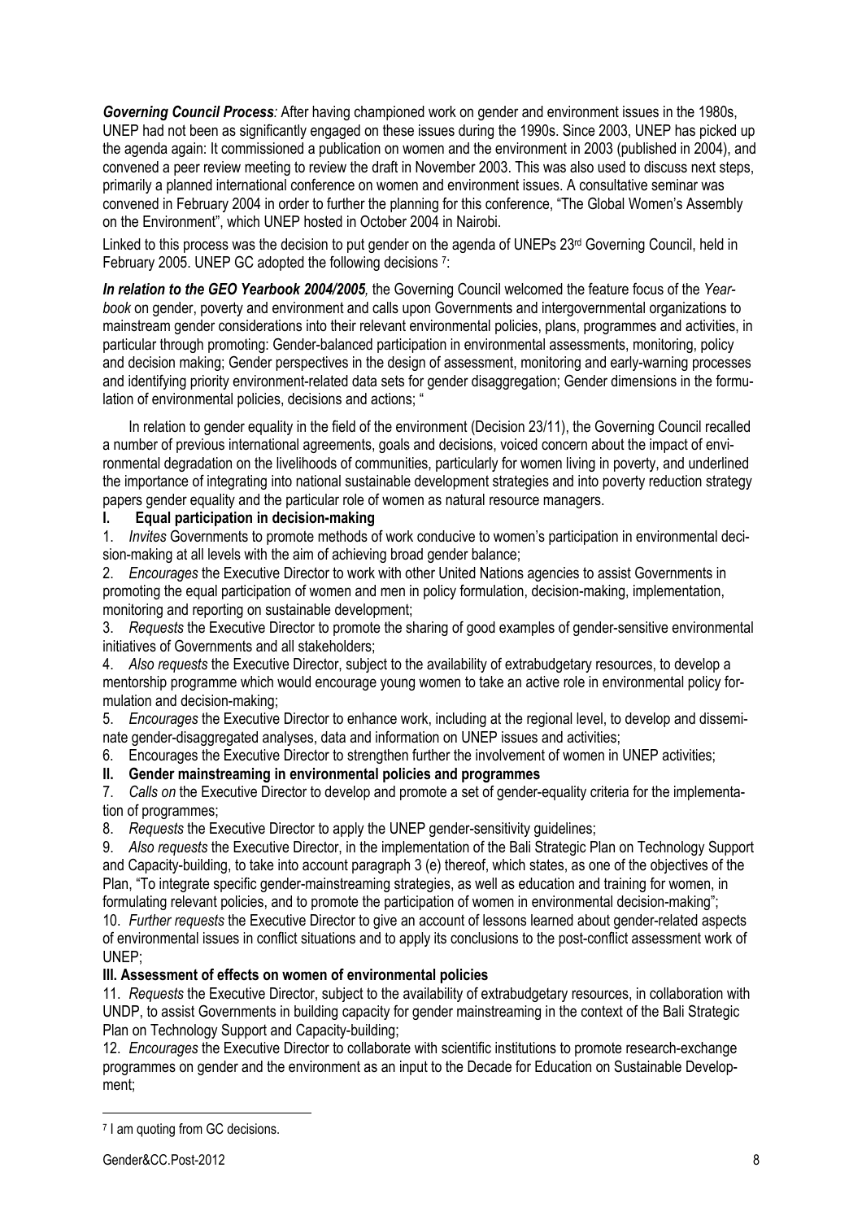***Governing Council Process**:* After having championed work on gender and environment issues in the 1980s, UNEP had not been as significantly engaged on these issues during the 1990s. Since 2003, UNEP has picked up the agenda again: It commissioned a publication on women and the environment in 2003 (published in 2004), and convened a peer review meeting to review the draft in November 2003. This was also used to discuss next steps, primarily a planned international conference on women and environment issues. A consultative seminar was convened in February 2004 in order to further the planning for this conference, "The Global Women's Assembly on the Environment", which UNEP hosted in October 2004 in Nairobi.

Linked to this process was the decision to put gender on the agenda of UNEPs 23rd Governing Council, held in February 2005. UNEP GC adopted the following decisions [7]:

***In relation to the GEO Yearbook 2004/2005**,* the Governing Council welcomed the feature focus of the *Yearbook* on gender, poverty and environment and calls upon Governments and intergovernmental organizations to mainstream gender considerations into their relevant environmental policies, plans, programmes and activities, in particular through promoting: Gender-balanced participation in environmental assessments, monitoring, policy and decision making; Gender perspectives in the design of assessment, monitoring and early-warning processes and identifying priority environment-related data sets for gender disaggregation; Gender dimensions in the formulation of environmental policies, decisions and actions; "

In relation to gender equality in the field of the environment (Decision 23/11), the Governing Council recalled a number of previous international agreements, goals and decisions, voiced concern about the impact of environmental degradation on the livelihoods of communities, particularly for women living in poverty, and underlined the importance of integrating into national sustainable development strategies and into poverty reduction strategy papers gender equality and the particular role of women as natural resource managers.

**I. Equal participation in decision-making**

1. *Invites* Governments to promote methods of work conducive to women's participation in environmental decision-making at all levels with the aim of achieving broad gender balance;
2. *Encourages* the Executive Director to work with other United Nations agencies to assist Governments in promoting the equal participation of women and men in policy formulation, decision-making, implementation, monitoring and reporting on sustainable development;
3. *Requests* the Executive Director to promote the sharing of good examples of gender-sensitive environmental initiatives of Governments and all stakeholders;
4. *Also requests* the Executive Director, subject to the availability of extrabudgetary resources, to develop a mentorship programme which would encourage young women to take an active role in environmental policy formulation and decision-making;
5. *Encourages* the Executive Director to enhance work, including at the regional level, to develop and disseminate gender-disaggregated analyses, data and information on UNEP issues and activities;
6. Encourages the Executive Director to strengthen further the involvement of women in UNEP activities;

**II. Gender mainstreaming in environmental policies and programmes**

7. *Calls on* the Executive Director to develop and promote a set of gender-equality criteria for the implementation of programmes;
8. *Requests* the Executive Director to apply the UNEP gender-sensitivity guidelines;
9. *Also requests* the Executive Director, in the implementation of the Bali Strategic Plan on Technology Support and Capacity-building, to take into account paragraph 3 (e) thereof, which states, as one of the objectives of the Plan, "To integrate specific gender-mainstreaming strategies, as well as education and training for women, in formulating relevant policies, and to promote the participation of women in environmental decision-making";
10. *Further requests* the Executive Director to give an account of lessons learned about gender-related aspects of environmental issues in conflict situations and to apply its conclusions to the post-conflict assessment work of UNEP;

**III. Assessment of effects on women of environmental policies**

11. *Requests* the Executive Director, subject to the availability of extrabudgetary resources, in collaboration with UNDP, to assist Governments in building capacity for gender mainstreaming in the context of the Bali Strategic Plan on Technology Support and Capacity-building;
12. *Encourages* the Executive Director to collaborate with scientific institutions to promote research-exchange programmes on gender and the environment as an input to the Decade for Education on Sustainable Development;

---

[7] I am quoting from GC decisions.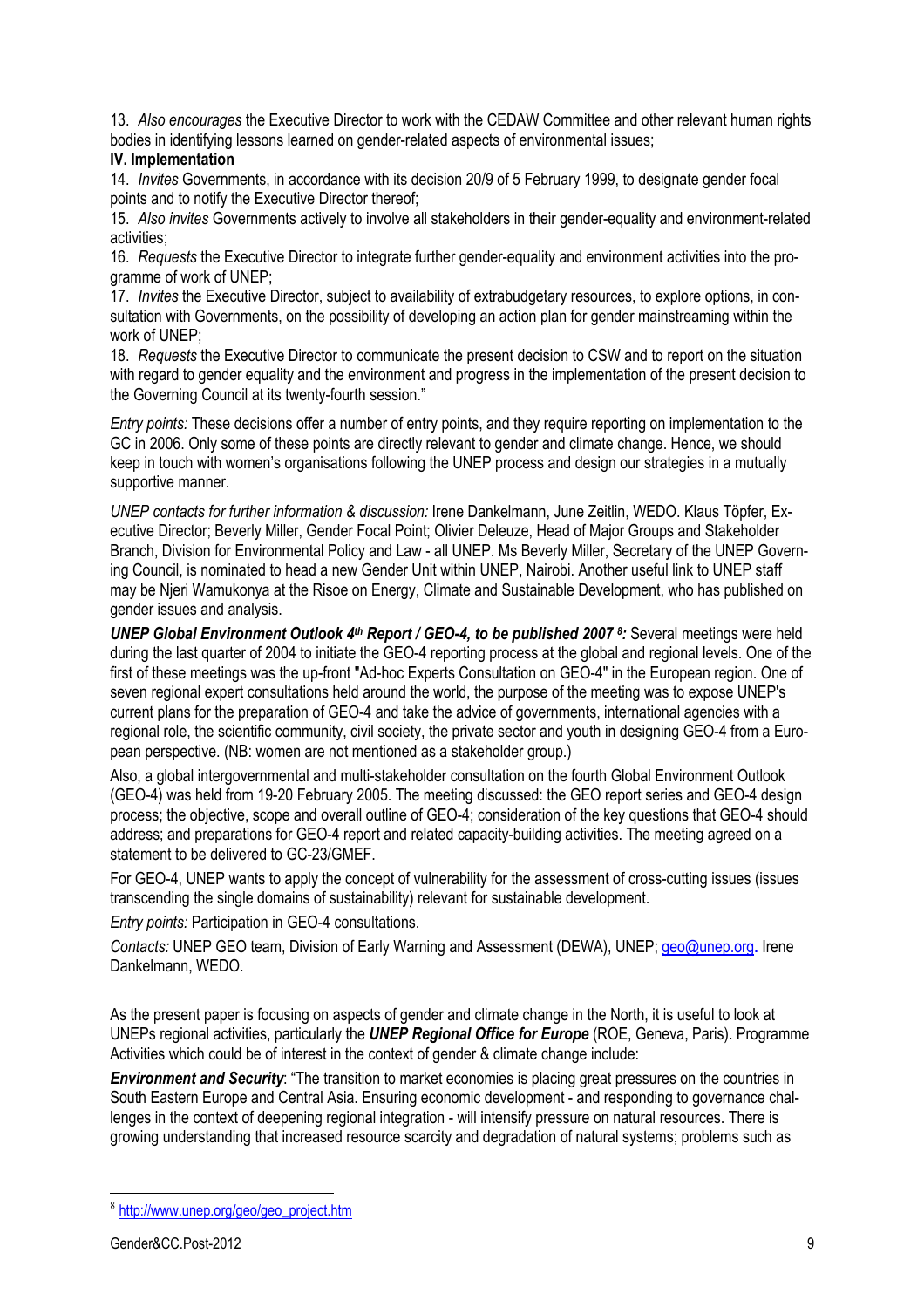13. *Also encourages* the Executive Director to work with the CEDAW Committee and other relevant human rights bodies in identifying lessons learned on gender-related aspects of environmental issues;

**IV. Implementation**

14. *Invites* Governments, in accordance with its decision 20/9 of 5 February 1999, to designate gender focal points and to notify the Executive Director thereof;

15. *Also invites* Governments actively to involve all stakeholders in their gender-equality and environment-related activities;

16. *Requests* the Executive Director to integrate further gender-equality and environment activities into the programme of work of UNEP;

17. *Invites* the Executive Director, subject to availability of extrabudgetary resources, to explore options, in consultation with Governments, on the possibility of developing an action plan for gender mainstreaming within the work of UNEP;

18. *Requests* the Executive Director to communicate the present decision to CSW and to report on the situation with regard to gender equality and the environment and progress in the implementation of the present decision to the Governing Council at its twenty-fourth session."

*Entry points:* These decisions offer a number of entry points, and they require reporting on implementation to the GC in 2006. Only some of these points are directly relevant to gender and climate change. Hence, we should keep in touch with women's organisations following the UNEP process and design our strategies in a mutually supportive manner.

*UNEP contacts for further information & discussion:* Irene Dankelmann, June Zeitlin, WEDO. Klaus Töpfer, Executive Director; Beverly Miller, Gender Focal Point; Olivier Deleuze, Head of Major Groups and Stakeholder Branch, Division for Environmental Policy and Law - all UNEP. Ms Beverly Miller, Secretary of the UNEP Governing Council, is nominated to head a new Gender Unit within UNEP, Nairobi. Another useful link to UNEP staff may be Njeri Wamukonya at the Risoe on Energy, Climate and Sustainable Development, who has published on gender issues and analysis.

***UNEP Global Environment Outlook 4th Report / GEO-4, to be published 2007 [8]:*** Several meetings were held during the last quarter of 2004 to initiate the GEO-4 reporting process at the global and regional levels. One of the first of these meetings was the up-front "Ad-hoc Experts Consultation on GEO-4" in the European region. One of seven regional expert consultations held around the world, the purpose of the meeting was to expose UNEP's current plans for the preparation of GEO-4 and take the advice of governments, international agencies with a regional role, the scientific community, civil society, the private sector and youth in designing GEO-4 from a European perspective. (NB: women are not mentioned as a stakeholder group.)

Also, a global intergovernmental and multi-stakeholder consultation on the fourth Global Environment Outlook (GEO-4) was held from 19-20 February 2005. The meeting discussed: the GEO report series and GEO-4 design process; the objective, scope and overall outline of GEO-4; consideration of the key questions that GEO-4 should address; and preparations for GEO-4 report and related capacity-building activities. The meeting agreed on a statement to be delivered to GC-23/GMEF.

For GEO-4, UNEP wants to apply the concept of vulnerability for the assessment of cross-cutting issues (issues transcending the single domains of sustainability) relevant for sustainable development.

*Entry points:* Participation in GEO-4 consultations.

*Contacts:* UNEP GEO team, Division of Early Warning and Assessment (DEWA), UNEP; geo@unep.org**.** Irene Dankelmann, WEDO.

As the present paper is focusing on aspects of gender and climate change in the North, it is useful to look at UNEPs regional activities, particularly the ***UNEP Regional Office for Europe*** (ROE, Geneva, Paris). Programme Activities which could be of interest in the context of gender & climate change include:

***Environment and Security***: "The transition to market economies is placing great pressures on the countries in South Eastern Europe and Central Asia. Ensuring economic development - and responding to governance challenges in the context of deepening regional integration - will intensify pressure on natural resources. There is growing understanding that increased resource scarcity and degradation of natural systems; problems such as

[8] http://www.unep.org/geo/geo_project.htm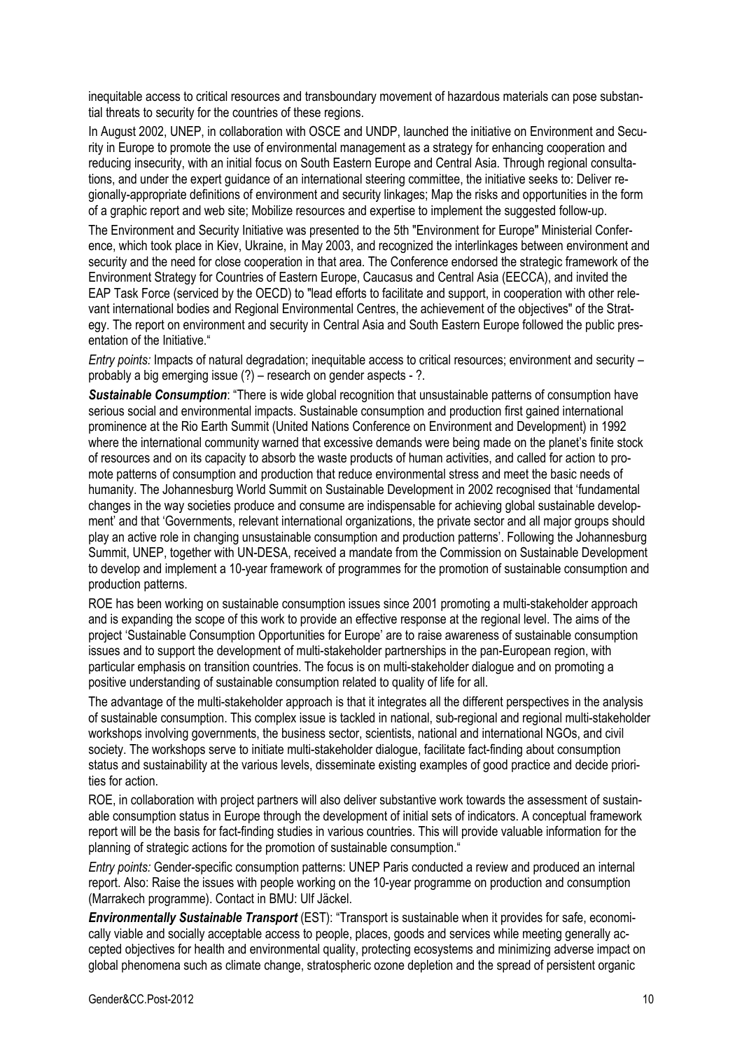inequitable access to critical resources and transboundary movement of hazardous materials can pose substantial threats to security for the countries of these regions.

In August 2002, UNEP, in collaboration with OSCE and UNDP, launched the initiative on Environment and Security in Europe to promote the use of environmental management as a strategy for enhancing cooperation and reducing insecurity, with an initial focus on South Eastern Europe and Central Asia. Through regional consultations, and under the expert guidance of an international steering committee, the initiative seeks to: Deliver regionally-appropriate definitions of environment and security linkages; Map the risks and opportunities in the form of a graphic report and web site; Mobilize resources and expertise to implement the suggested follow-up.

The Environment and Security Initiative was presented to the 5th "Environment for Europe" Ministerial Conference, which took place in Kiev, Ukraine, in May 2003, and recognized the interlinkages between environment and security and the need for close cooperation in that area. The Conference endorsed the strategic framework of the Environment Strategy for Countries of Eastern Europe, Caucasus and Central Asia (EECCA), and invited the EAP Task Force (serviced by the OECD) to "lead efforts to facilitate and support, in cooperation with other relevant international bodies and Regional Environmental Centres, the achievement of the objectives" of the Strategy. The report on environment and security in Central Asia and South Eastern Europe followed the public presentation of the Initiative."

*Entry points:* Impacts of natural degradation; inequitable access to critical resources; environment and security – probably a big emerging issue (?) – research on gender aspects - ?.

***Sustainable Consumption***: "There is wide global recognition that unsustainable patterns of consumption have serious social and environmental impacts. Sustainable consumption and production first gained international prominence at the Rio Earth Summit (United Nations Conference on Environment and Development) in 1992 where the international community warned that excessive demands were being made on the planet's finite stock of resources and on its capacity to absorb the waste products of human activities, and called for action to promote patterns of consumption and production that reduce environmental stress and meet the basic needs of humanity. The Johannesburg World Summit on Sustainable Development in 2002 recognised that 'fundamental changes in the way societies produce and consume are indispensable for achieving global sustainable development' and that 'Governments, relevant international organizations, the private sector and all major groups should play an active role in changing unsustainable consumption and production patterns'. Following the Johannesburg Summit, UNEP, together with UN-DESA, received a mandate from the Commission on Sustainable Development to develop and implement a 10-year framework of programmes for the promotion of sustainable consumption and production patterns.

ROE has been working on sustainable consumption issues since 2001 promoting a multi-stakeholder approach and is expanding the scope of this work to provide an effective response at the regional level. The aims of the project 'Sustainable Consumption Opportunities for Europe' are to raise awareness of sustainable consumption issues and to support the development of multi-stakeholder partnerships in the pan-European region, with particular emphasis on transition countries. The focus is on multi-stakeholder dialogue and on promoting a positive understanding of sustainable consumption related to quality of life for all.

The advantage of the multi-stakeholder approach is that it integrates all the different perspectives in the analysis of sustainable consumption. This complex issue is tackled in national, sub-regional and regional multi-stakeholder workshops involving governments, the business sector, scientists, national and international NGOs, and civil society. The workshops serve to initiate multi-stakeholder dialogue, facilitate fact-finding about consumption status and sustainability at the various levels, disseminate existing examples of good practice and decide priorities for action.

ROE, in collaboration with project partners will also deliver substantive work towards the assessment of sustainable consumption status in Europe through the development of initial sets of indicators. A conceptual framework report will be the basis for fact-finding studies in various countries. This will provide valuable information for the planning of strategic actions for the promotion of sustainable consumption."

*Entry points:* Gender-specific consumption patterns: UNEP Paris conducted a review and produced an internal report. Also: Raise the issues with people working on the 10-year programme on production and consumption (Marrakech programme). Contact in BMU: Ulf Jäckel.

***Environmentally Sustainable Transport*** (EST): "Transport is sustainable when it provides for safe, economically viable and socially acceptable access to people, places, goods and services while meeting generally accepted objectives for health and environmental quality, protecting ecosystems and minimizing adverse impact on global phenomena such as climate change, stratospheric ozone depletion and the spread of persistent organic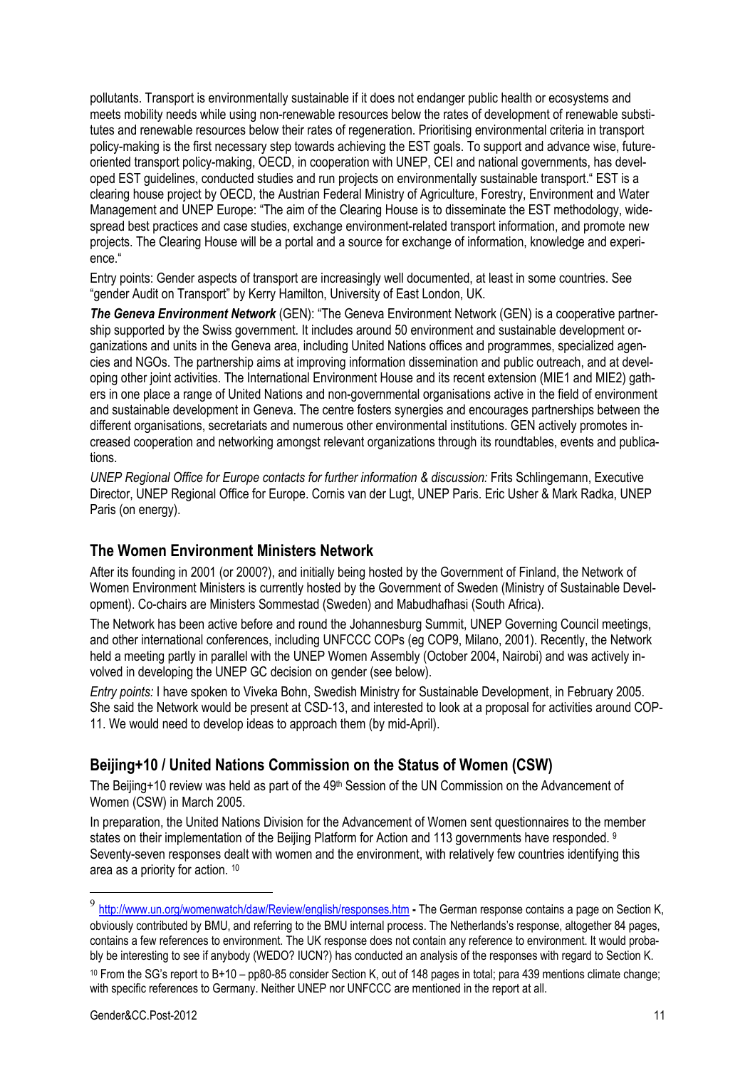pollutants. Transport is environmentally sustainable if it does not endanger public health or ecosystems and meets mobility needs while using non-renewable resources below the rates of development of renewable substitutes and renewable resources below their rates of regeneration. Prioritising environmental criteria in transport policy-making is the first necessary step towards achieving the EST goals. To support and advance wise, future-oriented transport policy-making, OECD, in cooperation with UNEP, CEI and national governments, has developed EST guidelines, conducted studies and run projects on environmentally sustainable transport." EST is a clearing house project by OECD, the Austrian Federal Ministry of Agriculture, Forestry, Environment and Water Management and UNEP Europe: "The aim of the Clearing House is to disseminate the EST methodology, widespread best practices and case studies, exchange environment-related transport information, and promote new projects. The Clearing House will be a portal and a source for exchange of information, knowledge and experience."

Entry points: Gender aspects of transport are increasingly well documented, at least in some countries. See "gender Audit on Transport" by Kerry Hamilton, University of East London, UK.

***The Geneva Environment Network*** (GEN): "The Geneva Environment Network (GEN) is a cooperative partnership supported by the Swiss government. It includes around 50 environment and sustainable development organizations and units in the Geneva area, including United Nations offices and programmes, specialized agencies and NGOs. The partnership aims at improving information dissemination and public outreach, and at developing other joint activities. The International Environment House and its recent extension (MIE1 and MIE2) gathers in one place a range of United Nations and non-governmental organisations active in the field of environment and sustainable development in Geneva. The centre fosters synergies and encourages partnerships between the different organisations, secretariats and numerous other environmental institutions. GEN actively promotes increased cooperation and networking amongst relevant organizations through its roundtables, events and publications.

*UNEP Regional Office for Europe contacts for further information & discussion:* Frits Schlingemann, Executive Director, UNEP Regional Office for Europe. Cornis van der Lugt, UNEP Paris. Eric Usher & Mark Radka, UNEP Paris (on energy).

## The Women Environment Ministers Network

After its founding in 2001 (or 2000?), and initially being hosted by the Government of Finland, the Network of Women Environment Ministers is currently hosted by the Government of Sweden (Ministry of Sustainable Development). Co-chairs are Ministers Sommestad (Sweden) and Mabudhafhasi (South Africa).

The Network has been active before and round the Johannesburg Summit, UNEP Governing Council meetings, and other international conferences, including UNFCCC COPs (eg COP9, Milano, 2001). Recently, the Network held a meeting partly in parallel with the UNEP Women Assembly (October 2004, Nairobi) and was actively involved in developing the UNEP GC decision on gender (see below).

*Entry points:* I have spoken to Viveka Bohn, Swedish Ministry for Sustainable Development, in February 2005. She said the Network would be present at CSD-13, and interested to look at a proposal for activities around COP-11. We would need to develop ideas to approach them (by mid-April).

## Beijing+10 / United Nations Commission on the Status of Women (CSW)

The Beijing+10 review was held as part of the 49th Session of the UN Commission on the Advancement of Women (CSW) in March 2005.

In preparation, the United Nations Division for the Advancement of Women sent questionnaires to the member states on their implementation of the Beijing Platform for Action and 113 governments have responded. [9] Seventy-seven responses dealt with women and the environment, with relatively few countries identifying this area as a priority for action. [10]

---

[9] http://www.un.org/womenwatch/daw/Review/english/responses.htm **-** The German response contains a page on Section K, obviously contributed by BMU, and referring to the BMU internal process. The Netherlands's response, altogether 84 pages, contains a few references to environment. The UK response does not contain any reference to environment. It would probably be interesting to see if anybody (WEDO? IUCN?) has conducted an analysis of the responses with regard to Section K.

[10] From the SG's report to B+10 – pp80-85 consider Section K, out of 148 pages in total; para 439 mentions climate change; with specific references to Germany. Neither UNEP nor UNFCCC are mentioned in the report at all.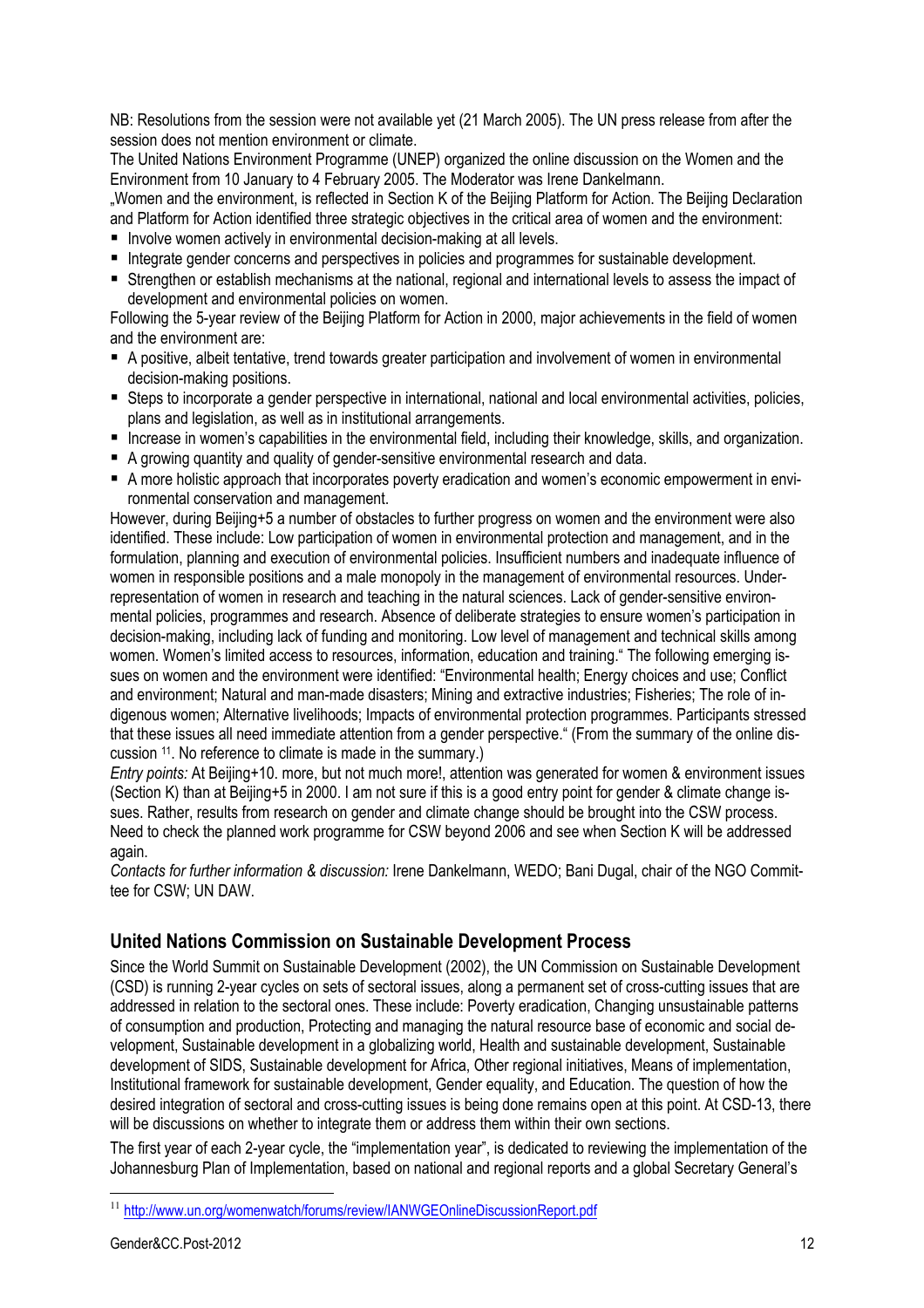NB: Resolutions from the session were not available yet (21 March 2005). The UN press release from after the session does not mention environment or climate.

The United Nations Environment Programme (UNEP) organized the online discussion on the Women and the Environment from 10 January to 4 February 2005. The Moderator was Irene Dankelmann.

„Women and the environment, is reflected in Section K of the Beijing Platform for Action. The Beijing Declaration and Platform for Action identified three strategic objectives in the critical area of women and the environment:

- Involve women actively in environmental decision-making at all levels.
- Integrate gender concerns and perspectives in policies and programmes for sustainable development.
- Strengthen or establish mechanisms at the national, regional and international levels to assess the impact of development and environmental policies on women.

Following the 5-year review of the Beijing Platform for Action in 2000, major achievements in the field of women and the environment are:

- A positive, albeit tentative, trend towards greater participation and involvement of women in environmental decision-making positions.
- Steps to incorporate a gender perspective in international, national and local environmental activities, policies, plans and legislation, as well as in institutional arrangements.
- Increase in women's capabilities in the environmental field, including their knowledge, skills, and organization.
- A growing quantity and quality of gender-sensitive environmental research and data.
- A more holistic approach that incorporates poverty eradication and women's economic empowerment in environmental conservation and management.

However, during Beijing+5 a number of obstacles to further progress on women and the environment were also identified. These include: Low participation of women in environmental protection and management, and in the formulation, planning and execution of environmental policies. Insufficient numbers and inadequate influence of women in responsible positions and a male monopoly in the management of environmental resources. Under-representation of women in research and teaching in the natural sciences. Lack of gender-sensitive environmental policies, programmes and research. Absence of deliberate strategies to ensure women's participation in decision-making, including lack of funding and monitoring. Low level of management and technical skills among women. Women's limited access to resources, information, education and training." The following emerging issues on women and the environment were identified: "Environmental health; Energy choices and use; Conflict and environment; Natural and man-made disasters; Mining and extractive industries; Fisheries; The role of indigenous women; Alternative livelihoods; Impacts of environmental protection programmes. Participants stressed that these issues all need immediate attention from a gender perspective." (From the summary of the online discussion [11]. No reference to climate is made in the summary.)

*Entry points:* At Beijing+10. more, but not much more!, attention was generated for women & environment issues (Section K) than at Beijing+5 in 2000. I am not sure if this is a good entry point for gender & climate change issues. Rather, results from research on gender and climate change should be brought into the CSW process. Need to check the planned work programme for CSW beyond 2006 and see when Section K will be addressed again.

*Contacts for further information & discussion:* Irene Dankelmann, WEDO; Bani Dugal, chair of the NGO Committee for CSW; UN DAW.

## United Nations Commission on Sustainable Development Process

Since the World Summit on Sustainable Development (2002), the UN Commission on Sustainable Development (CSD) is running 2-year cycles on sets of sectoral issues, along a permanent set of cross-cutting issues that are addressed in relation to the sectoral ones. These include: Poverty eradication, Changing unsustainable patterns of consumption and production, Protecting and managing the natural resource base of economic and social development, Sustainable development in a globalizing world, Health and sustainable development, Sustainable development of SIDS, Sustainable development for Africa, Other regional initiatives, Means of implementation, Institutional framework for sustainable development, Gender equality, and Education. The question of how the desired integration of sectoral and cross-cutting issues is being done remains open at this point. At CSD-13, there will be discussions on whether to integrate them or address them within their own sections.

The first year of each 2-year cycle, the "implementation year", is dedicated to reviewing the implementation of the Johannesburg Plan of Implementation, based on national and regional reports and a global Secretary General's

[11] http://www.un.org/womenwatch/forums/review/IANWGEOnlineDiscussionReport.pdf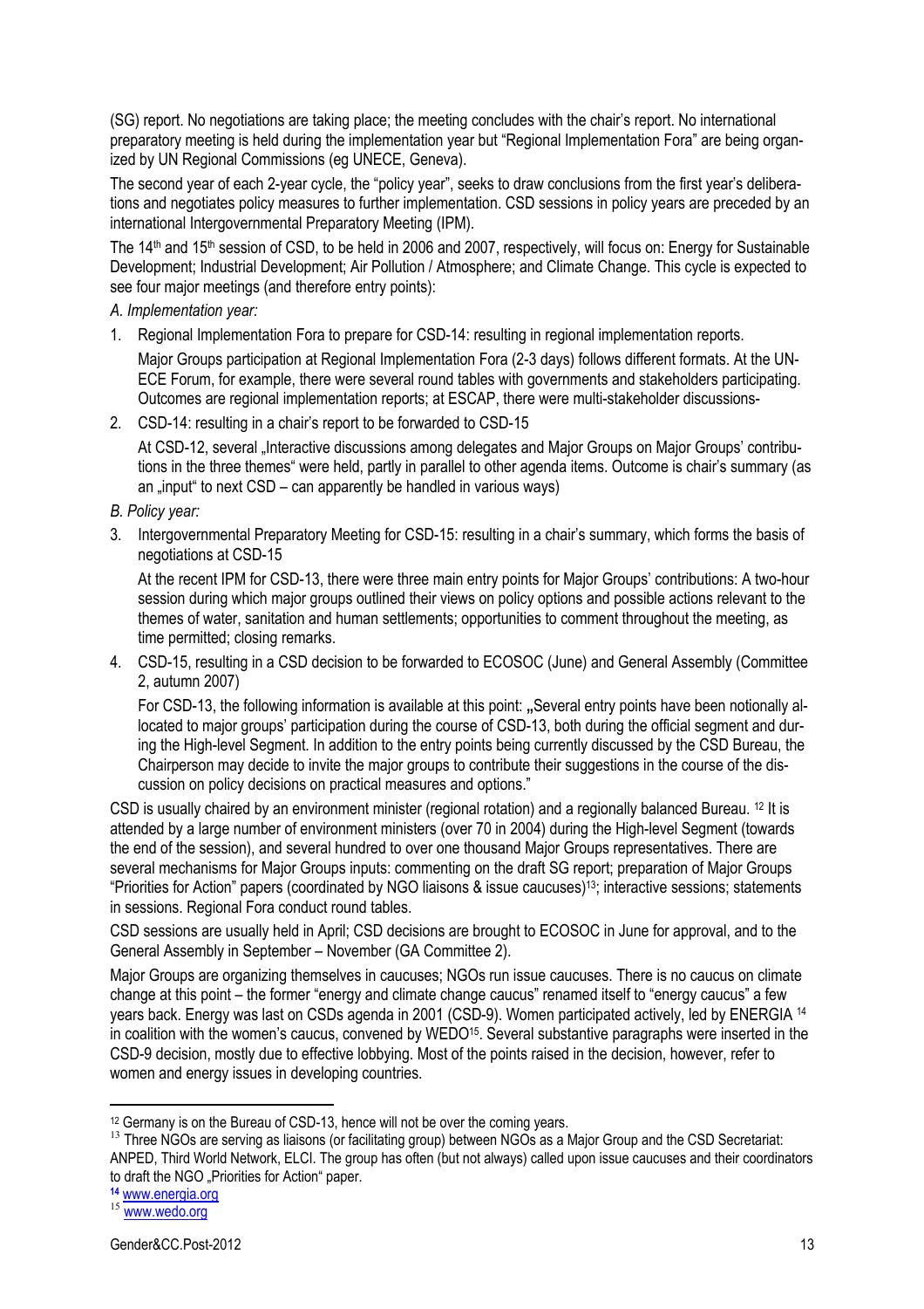(SG) report. No negotiations are taking place; the meeting concludes with the chair's report. No international preparatory meeting is held during the implementation year but "Regional Implementation Fora" are being organized by UN Regional Commissions (eg UNECE, Geneva).

The second year of each 2-year cycle, the "policy year", seeks to draw conclusions from the first year's deliberations and negotiates policy measures to further implementation. CSD sessions in policy years are preceded by an international Intergovernmental Preparatory Meeting (IPM).

The 14th and 15th session of CSD, to be held in 2006 and 2007, respectively, will focus on: Energy for Sustainable Development; Industrial Development; Air Pollution / Atmosphere; and Climate Change. This cycle is expected to see four major meetings (and therefore entry points):

*A. Implementation year:*

1. Regional Implementation Fora to prepare for CSD-14: resulting in regional implementation reports.

   Major Groups participation at Regional Implementation Fora (2-3 days) follows different formats. At the UN-ECE Forum, for example, there were several round tables with governments and stakeholders participating. Outcomes are regional implementation reports; at ESCAP, there were multi-stakeholder discussions-

2. CSD-14: resulting in a chair's report to be forwarded to CSD-15

   At CSD-12, several „Interactive discussions among delegates and Major Groups on Major Groups' contributions in the three themes" were held, partly in parallel to other agenda items. Outcome is chair's summary (as an „input" to next CSD – can apparently be handled in various ways)

*B. Policy year:*

3. Intergovernmental Preparatory Meeting for CSD-15: resulting in a chair's summary, which forms the basis of negotiations at CSD-15

   At the recent IPM for CSD-13, there were three main entry points for Major Groups' contributions: A two-hour session during which major groups outlined their views on policy options and possible actions relevant to the themes of water, sanitation and human settlements; opportunities to comment throughout the meeting, as time permitted; closing remarks.

4. CSD-15, resulting in a CSD decision to be forwarded to ECOSOC (June) and General Assembly (Committee 2, autumn 2007)

   For CSD-13, the following information is available at this point: **„**Several entry points have been notionally allocated to major groups' participation during the course of CSD-13, both during the official segment and during the High-level Segment. In addition to the entry points being currently discussed by the CSD Bureau, the Chairperson may decide to invite the major groups to contribute their suggestions in the course of the discussion on policy decisions on practical measures and options."

CSD is usually chaired by an environment minister (regional rotation) and a regionally balanced Bureau. [12] It is attended by a large number of environment ministers (over 70 in 2004) during the High-level Segment (towards the end of the session), and several hundred to over one thousand Major Groups representatives. There are several mechanisms for Major Groups inputs: commenting on the draft SG report; preparation of Major Groups "Priorities for Action" papers (coordinated by NGO liaisons & issue caucuses)[13]; interactive sessions; statements in sessions. Regional Fora conduct round tables.

CSD sessions are usually held in April; CSD decisions are brought to ECOSOC in June for approval, and to the General Assembly in September – November (GA Committee 2).

Major Groups are organizing themselves in caucuses; NGOs run issue caucuses. There is no caucus on climate change at this point – the former "energy and climate change caucus" renamed itself to "energy caucus" a few years back. Energy was last on CSDs agenda in 2001 (CSD-9). Women participated actively, led by ENERGIA [14] in coalition with the women's caucus, convened by WEDO[15]. Several substantive paragraphs were inserted in the CSD-9 decision, mostly due to effective lobbying. Most of the points raised in the decision, however, refer to women and energy issues in developing countries.

---

[12] Germany is on the Bureau of CSD-13, hence will not be over the coming years.

[13] Three NGOs are serving as liaisons (or facilitating group) between NGOs as a Major Group and the CSD Secretariat: ANPED, Third World Network, ELCI. The group has often (but not always) called upon issue caucuses and their coordinators to draft the NGO „Priorities for Action" paper.

[14] www.energia.org

[15] www.wedo.org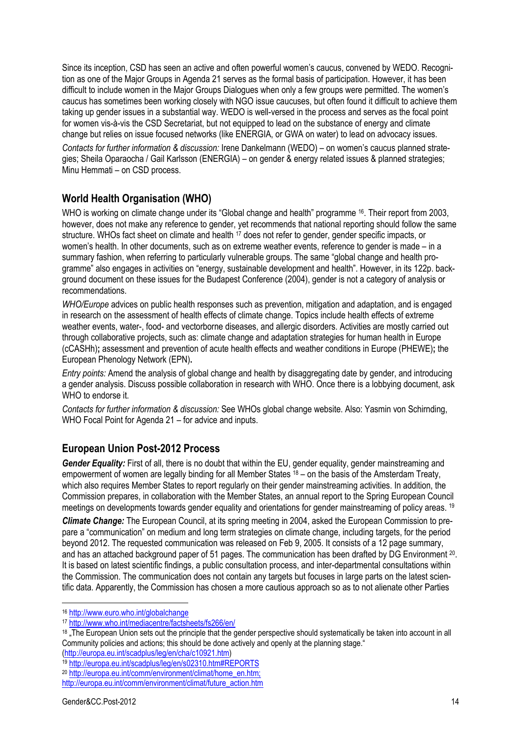Since its inception, CSD has seen an active and often powerful women's caucus, convened by WEDO. Recognition as one of the Major Groups in Agenda 21 serves as the formal basis of participation. However, it has been difficult to include women in the Major Groups Dialogues when only a few groups were permitted. The women's caucus has sometimes been working closely with NGO issue caucuses, but often found it difficult to achieve them taking up gender issues in a substantial way. WEDO is well-versed in the process and serves as the focal point for women vis-à-vis the CSD Secretariat, but not equipped to lead on the substance of energy and climate change but relies on issue focused networks (like ENERGIA, or GWA on water) to lead on advocacy issues.

*Contacts for further information & discussion:* Irene Dankelmann (WEDO) – on women's caucus planned strategies; Sheila Oparaocha / Gail Karlsson (ENERGIA) – on gender & energy related issues & planned strategies; Minu Hemmati – on CSD process.

## World Health Organisation (WHO)

WHO is working on climate change under its "Global change and health" programme [16]. Their report from 2003, however, does not make any reference to gender, yet recommends that national reporting should follow the same structure. WHOs fact sheet on climate and health [17] does not refer to gender, gender specific impacts, or women's health. In other documents, such as on extreme weather events, reference to gender is made – in a summary fashion, when referring to particularly vulnerable groups. The same "global change and health programme" also engages in activities on "energy, sustainable development and health". However, in its 122p. background document on these issues for the Budapest Conference (2004), gender is not a category of analysis or recommendations.

*WHO/Europe* advices on public health responses such as prevention, mitigation and adaptation, and is engaged in research on the assessment of health effects of climate change. Topics include health effects of extreme weather events, water-, food- and vectorborne diseases, and allergic disorders. Activities are mostly carried out through collaborative projects, such as: climate change and adaptation strategies for human health in Europe (cCASHh)**;** assessment and prevention of acute health effects and weather conditions in Europe (PHEWE)**;** the European Phenology Network (EPN)**.**

*Entry points:* Amend the analysis of global change and health by disaggregating date by gender, and introducing a gender analysis. Discuss possible collaboration in research with WHO. Once there is a lobbying document, ask WHO to endorse it.

*Contacts for further information & discussion:* See WHOs global change website. Also: Yasmin von Schirnding, WHO Focal Point for Agenda 21 – for advice and inputs.

## European Union Post-2012 Process

***Gender Equality:*** First of all, there is no doubt that within the EU, gender equality, gender mainstreaming and empowerment of women are legally binding for all Member States [18] – on the basis of the Amsterdam Treaty, which also requires Member States to report regularly on their gender mainstreaming activities. In addition, the Commission prepares, in collaboration with the Member States, an annual report to the Spring European Council meetings on developments towards gender equality and orientations for gender mainstreaming of policy areas. [19]

***Climate Change:*** The European Council, at its spring meeting in 2004, asked the European Commission to prepare a "communication" on medium and long term strategies on climate change, including targets, for the period beyond 2012. The requested communication was released on Feb 9, 2005. It consists of a 12 page summary, and has an attached background paper of 51 pages. The communication has been drafted by DG Environment [20]. It is based on latest scientific findings, a public consultation process, and inter-departmental consultations within the Commission. The communication does not contain any targets but focuses in large parts on the latest scientific data. Apparently, the Commission has chosen a more cautious approach so as to not alienate other Parties

---

[16] http://www.euro.who.int/globalchange

[17] http://www.who.int/mediacentre/factsheets/fs266/en/

[18] „The European Union sets out the principle that the gender perspective should systematically be taken into account in all Community policies and actions; this should be done actively and openly at the planning stage." (http://europa.eu.int/scadplus/leg/en/cha/c10921.htm)

[19] http://europa.eu.int/scadplus/leg/en/s02310.htm#REPORTS

[20] http://europa.eu.int/comm/environment/climat/home_en.htm; http://europa.eu.int/comm/environment/climat/future_action.htm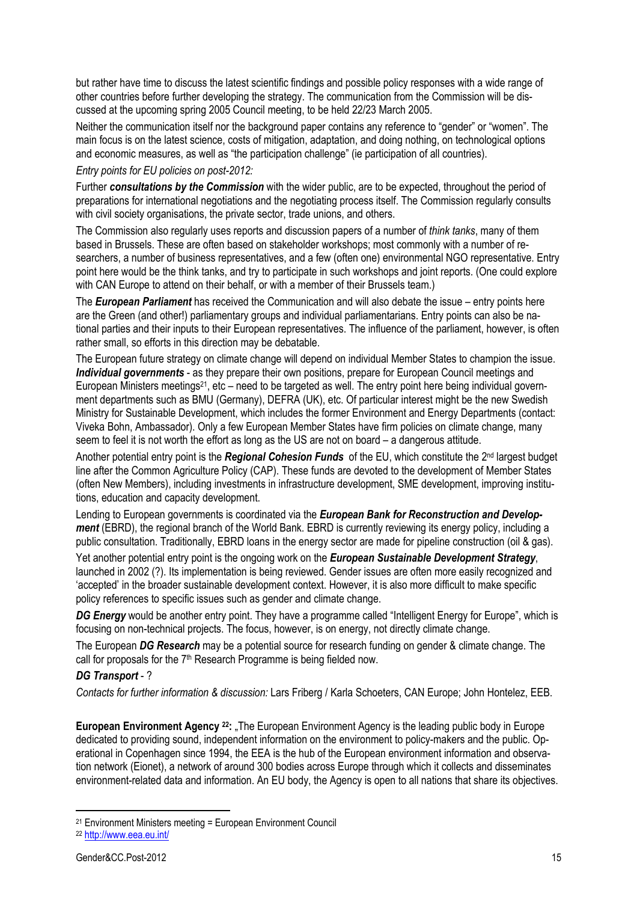but rather have time to discuss the latest scientific findings and possible policy responses with a wide range of other countries before further developing the strategy. The communication from the Commission will be discussed at the upcoming spring 2005 Council meeting, to be held 22/23 March 2005.

Neither the communication itself nor the background paper contains any reference to "gender" or "women". The main focus is on the latest science, costs of mitigation, adaptation, and doing nothing, on technological options and economic measures, as well as "the participation challenge" (ie participation of all countries).

*Entry points for EU policies on post-2012:*

Further ***consultations by the Commission*** with the wider public, are to be expected, throughout the period of preparations for international negotiations and the negotiating process itself. The Commission regularly consults with civil society organisations, the private sector, trade unions, and others.

The Commission also regularly uses reports and discussion papers of a number of *think tanks*, many of them based in Brussels. These are often based on stakeholder workshops; most commonly with a number of researchers, a number of business representatives, and a few (often one) environmental NGO representative. Entry point here would be the think tanks, and try to participate in such workshops and joint reports. (One could explore with CAN Europe to attend on their behalf, or with a member of their Brussels team.)

The ***European Parliament*** has received the Communication and will also debate the issue – entry points here are the Green (and other!) parliamentary groups and individual parliamentarians. Entry points can also be national parties and their inputs to their European representatives. The influence of the parliament, however, is often rather small, so efforts in this direction may be debatable.

The European future strategy on climate change will depend on individual Member States to champion the issue. ***Individual governments*** - as they prepare their own positions, prepare for European Council meetings and European Ministers meetings[21], etc – need to be targeted as well. The entry point here being individual government departments such as BMU (Germany), DEFRA (UK), etc. Of particular interest might be the new Swedish Ministry for Sustainable Development, which includes the former Environment and Energy Departments (contact: Viveka Bohn, Ambassador). Only a few European Member States have firm policies on climate change, many seem to feel it is not worth the effort as long as the US are not on board – a dangerous attitude.

Another potential entry point is the ***Regional Cohesion Funds*** of the EU, which constitute the 2nd largest budget line after the Common Agriculture Policy (CAP). These funds are devoted to the development of Member States (often New Members), including investments in infrastructure development, SME development, improving institutions, education and capacity development.

Lending to European governments is coordinated via the ***European Bank for Reconstruction and Development*** (EBRD), the regional branch of the World Bank. EBRD is currently reviewing its energy policy, including a public consultation. Traditionally, EBRD loans in the energy sector are made for pipeline construction (oil & gas).

Yet another potential entry point is the ongoing work on the ***European Sustainable Development Strategy***, launched in 2002 (?). Its implementation is being reviewed. Gender issues are often more easily recognized and 'accepted' in the broader sustainable development context. However, it is also more difficult to make specific policy references to specific issues such as gender and climate change.

***DG Energy*** would be another entry point. They have a programme called "Intelligent Energy for Europe", which is focusing on non-technical projects. The focus, however, is on energy, not directly climate change.

The European ***DG Research*** may be a potential source for research funding on gender & climate change. The call for proposals for the 7th Research Programme is being fielded now.

***DG Transport*** - ?

*Contacts for further information & discussion:* Lars Friberg / Karla Schoeters, CAN Europe; John Hontelez, EEB.

**European Environment Agency [22]:** „The European Environment Agency is the leading public body in Europe dedicated to providing sound, independent information on the environment to policy-makers and the public. Operational in Copenhagen since 1994, the EEA is the hub of the European environment information and observation network (Eionet), a network of around 300 bodies across Europe through which it collects and disseminates environment-related data and information. An EU body, the Agency is open to all nations that share its objectives.

---

[21] Environment Ministers meeting = European Environment Council

[22] http://www.eea.eu.int/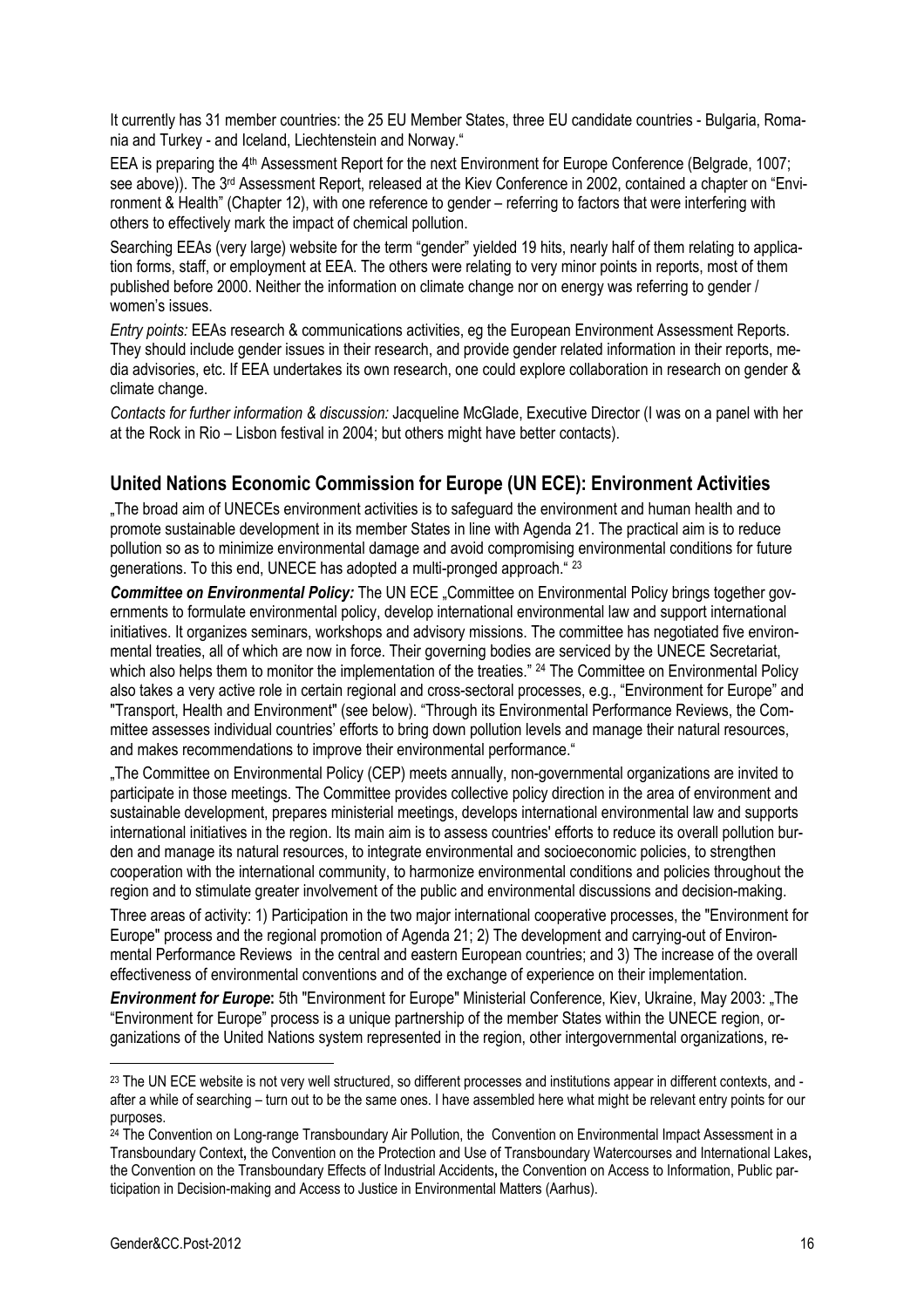It currently has 31 member countries: the 25 EU Member States, three EU candidate countries - Bulgaria, Romania and Turkey - and Iceland, Liechtenstein and Norway."

EEA is preparing the 4th Assessment Report for the next Environment for Europe Conference (Belgrade, 1007; see above)). The 3rd Assessment Report, released at the Kiev Conference in 2002, contained a chapter on "Environment & Health" (Chapter 12), with one reference to gender – referring to factors that were interfering with others to effectively mark the impact of chemical pollution.

Searching EEAs (very large) website for the term "gender" yielded 19 hits, nearly half of them relating to application forms, staff, or employment at EEA. The others were relating to very minor points in reports, most of them published before 2000. Neither the information on climate change nor on energy was referring to gender / women's issues.

*Entry points:* EEAs research & communications activities, eg the European Environment Assessment Reports. They should include gender issues in their research, and provide gender related information in their reports, media advisories, etc. If EEA undertakes its own research, one could explore collaboration in research on gender & climate change.

*Contacts for further information & discussion:* Jacqueline McGlade, Executive Director (I was on a panel with her at the Rock in Rio – Lisbon festival in 2004; but others might have better contacts).

## United Nations Economic Commission for Europe (UN ECE): Environment Activities

„The broad aim of UNECEs environment activities is to safeguard the environment and human health and to promote sustainable development in its member States in line with Agenda 21. The practical aim is to reduce pollution so as to minimize environmental damage and avoid compromising environmental conditions for future generations. To this end, UNECE has adopted a multi-pronged approach." [23]

***Committee on Environmental Policy:*** The UN ECE „Committee on Environmental Policy brings together governments to formulate environmental policy, develop international environmental law and support international initiatives. It organizes seminars, workshops and advisory missions. The committee has negotiated five environmental treaties, all of which are now in force. Their governing bodies are serviced by the UNECE Secretariat, which also helps them to monitor the implementation of the treaties." [24] The Committee on Environmental Policy also takes a very active role in certain regional and cross-sectoral processes, e.g., "Environment for Europe" and "Transport, Health and Environment" (see below). "Through its Environmental Performance Reviews, the Committee assesses individual countries' efforts to bring down pollution levels and manage their natural resources, and makes recommendations to improve their environmental performance."

„The Committee on Environmental Policy (CEP) meets annually, non-governmental organizations are invited to participate in those meetings. The Committee provides collective policy direction in the area of environment and sustainable development, prepares ministerial meetings, develops international environmental law and supports international initiatives in the region. Its main aim is to assess countries' efforts to reduce its overall pollution burden and manage its natural resources, to integrate environmental and socioeconomic policies, to strengthen cooperation with the international community, to harmonize environmental conditions and policies throughout the region and to stimulate greater involvement of the public and environmental discussions and decision-making.

Three areas of activity: 1) Participation in the two major international cooperative processes, the "Environment for Europe" process and the regional promotion of Agenda 21; 2) The development and carrying-out of Environmental Performance Reviews in the central and eastern European countries; and 3) The increase of the overall effectiveness of environmental conventions and of the exchange of experience on their implementation.

***Environment for Europe*:** 5th "Environment for Europe" Ministerial Conference, Kiev, Ukraine, May 2003: „The "Environment for Europe" process is a unique partnership of the member States within the UNECE region, organizations of the United Nations system represented in the region, other intergovernmental organizations, re-

---

[23] The UN ECE website is not very well structured, so different processes and institutions appear in different contexts, and - after a while of searching – turn out to be the same ones. I have assembled here what might be relevant entry points for our purposes.

[24] The Convention on Long-range Transboundary Air Pollution, the Convention on Environmental Impact Assessment in a Transboundary Context, the Convention on the Protection and Use of Transboundary Watercourses and International Lakes, the Convention on the Transboundary Effects of Industrial Accidents, the Convention on Access to Information, Public participation in Decision-making and Access to Justice in Environmental Matters (Aarhus).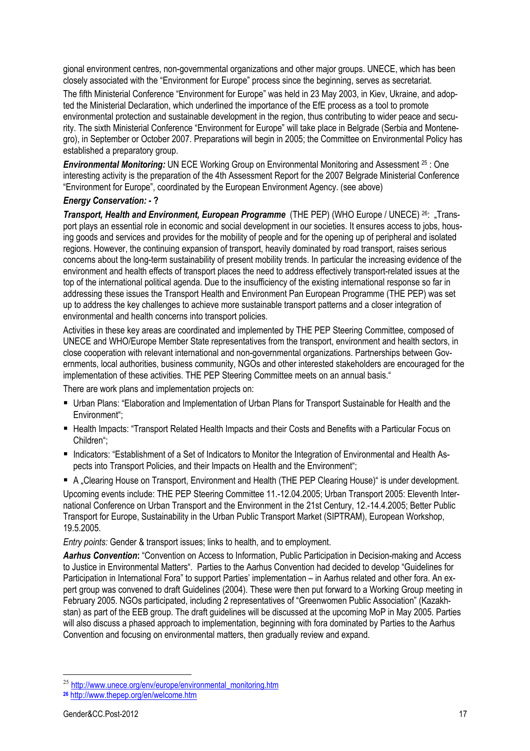gional environment centres, non-governmental organizations and other major groups. UNECE, which has been closely associated with the "Environment for Europe" process since the beginning, serves as secretariat.

The fifth Ministerial Conference "Environment for Europe" was held in 23 May 2003, in Kiev, Ukraine, and adopted the Ministerial Declaration, which underlined the importance of the EfE process as a tool to promote environmental protection and sustainable development in the region, thus contributing to wider peace and security. The sixth Ministerial Conference "Environment for Europe" will take place in Belgrade (Serbia and Montenegro), in September or October 2007. Preparations will begin in 2005; the Committee on Environmental Policy has established a preparatory group.

***Environmental Monitoring:*** UN ECE Working Group on Environmental Monitoring and Assessment [25] : One interesting activity is the preparation of the 4th Assessment Report for the 2007 Belgrade Ministerial Conference "Environment for Europe", coordinated by the European Environment Agency. (see above)

***Energy Conservation:* - ?**

***Transport, Health and Environment, European Programme*** (THE PEP) (WHO Europe / UNECE) [26]: „Transport plays an essential role in economic and social development in our societies. It ensures access to jobs, housing goods and services and provides for the mobility of people and for the opening up of peripheral and isolated regions. However, the continuing expansion of transport, heavily dominated by road transport, raises serious concerns about the long-term sustainability of present mobility trends. In particular the increasing evidence of the environment and health effects of transport places the need to address effectively transport-related issues at the top of the international political agenda. Due to the insufficiency of the existing international response so far in addressing these issues the Transport Health and Environment Pan European Programme (THE PEP) was set up to address the key challenges to achieve more sustainable transport patterns and a closer integration of environmental and health concerns into transport policies.

Activities in these key areas are coordinated and implemented by THE PEP Steering Committee, composed of UNECE and WHO/Europe Member State representatives from the transport, environment and health sectors, in close cooperation with relevant international and non-governmental organizations. Partnerships between Governments, local authorities, business community, NGOs and other interested stakeholders are encouraged for the implementation of these activities. THE PEP Steering Committee meets on an annual basis."

There are work plans and implementation projects on:

- Urban Plans: "Elaboration and Implementation of Urban Plans for Transport Sustainable for Health and the Environment";
- Health Impacts: "Transport Related Health Impacts and their Costs and Benefits with a Particular Focus on Children";
- Indicators: "Establishment of a Set of Indicators to Monitor the Integration of Environmental and Health Aspects into Transport Policies, and their Impacts on Health and the Environment";
- A „Clearing House on Transport, Environment and Health (THE PEP Clearing House)" is under development.

Upcoming events include: THE PEP Steering Committee 11.-12.04.2005; Urban Transport 2005: Eleventh International Conference on Urban Transport and the Environment in the 21st Century, 12.-14.4.2005; Better Public Transport for Europe, Sustainability in the Urban Public Transport Market (SIPTRAM), European Workshop, 19.5.2005.

*Entry points:* Gender & transport issues; links to health, and to employment.

***Aarhus Convention***: "Convention on Access to Information, Public Participation in Decision-making and Access to Justice in Environmental Matters". Parties to the Aarhus Convention had decided to develop "Guidelines for Participation in International Fora" to support Parties' implementation – in Aarhus related and other fora. An expert group was convened to draft Guidelines (2004). These were then put forward to a Working Group meeting in February 2005. NGOs participated, including 2 representatives of "Greenwomen Public Association" (Kazakhstan) as part of the EEB group. The draft guidelines will be discussed at the upcoming MoP in May 2005. Parties will also discuss a phased approach to implementation, beginning with fora dominated by Parties to the Aarhus Convention and focusing on environmental matters, then gradually review and expand.

---

[25] http://www.unece.org/env/europe/environmental_monitoring.htm

[26] http://www.thepep.org/en/welcome.htm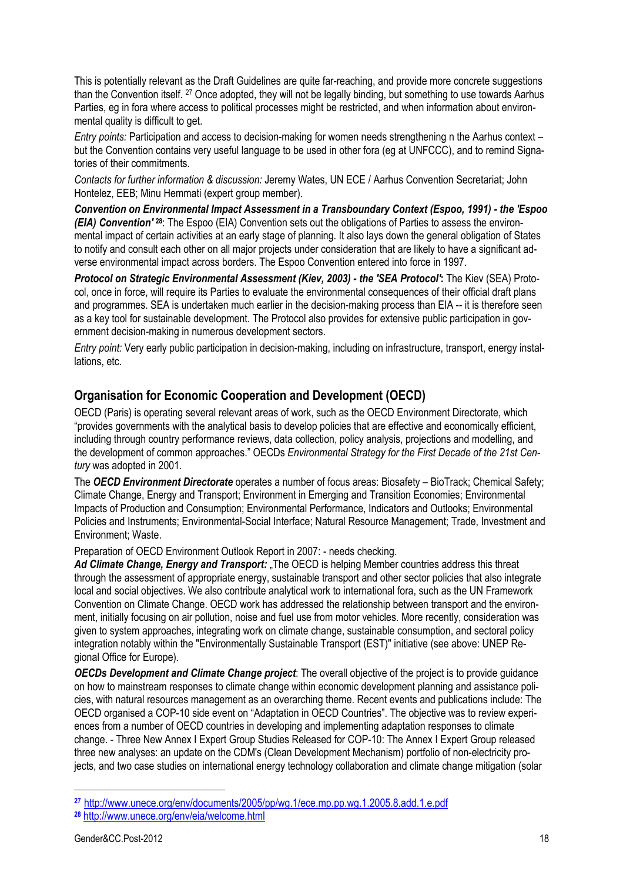This is potentially relevant as the Draft Guidelines are quite far-reaching, and provide more concrete suggestions than the Convention itself. [27] Once adopted, they will not be legally binding, but something to use towards Aarhus Parties, eg in fora where access to political processes might be restricted, and when information about environmental quality is difficult to get.

*Entry points:* Participation and access to decision-making for women needs strengthening n the Aarhus context – but the Convention contains very useful language to be used in other fora (eg at UNFCCC), and to remind Signatories of their commitments.

*Contacts for further information & discussion:* Jeremy Wates, UN ECE / Aarhus Convention Secretariat; John Hontelez, EEB; Minu Hemmati (expert group member).

***Convention on Environmental Impact Assessment in a Transboundary Context (Espoo, 1991) - the 'Espoo (EIA) Convention'*** [28]: The Espoo (EIA) Convention sets out the obligations of Parties to assess the environmental impact of certain activities at an early stage of planning. It also lays down the general obligation of States to notify and consult each other on all major projects under consideration that are likely to have a significant adverse environmental impact across borders. The Espoo Convention entered into force in 1997.

***Protocol on Strategic Environmental Assessment (Kiev, 2003) - the 'SEA Protocol':*** The Kiev (SEA) Protocol, once in force, will require its Parties to evaluate the environmental consequences of their official draft plans and programmes. SEA is undertaken much earlier in the decision-making process than EIA -- it is therefore seen as a key tool for sustainable development. The Protocol also provides for extensive public participation in government decision-making in numerous development sectors.

*Entry point:* Very early public participation in decision-making, including on infrastructure, transport, energy installations, etc.

## Organisation for Economic Cooperation and Development (OECD)

OECD (Paris) is operating several relevant areas of work, such as the OECD Environment Directorate, which "provides governments with the analytical basis to develop policies that are effective and economically efficient, including through country performance reviews, data collection, policy analysis, projections and modelling, and the development of common approaches." OECDs *Environmental Strategy for the First Decade of the 21st Century* was adopted in 2001.

The ***OECD Environment Directorate*** operates a number of focus areas: Biosafety – BioTrack; Chemical Safety; Climate Change, Energy and Transport; Environment in Emerging and Transition Economies; Environmental Impacts of Production and Consumption; Environmental Performance, Indicators and Outlooks; Environmental Policies and Instruments; Environmental-Social Interface; Natural Resource Management; Trade, Investment and Environment; Waste.

Preparation of OECD Environment Outlook Report in 2007: - needs checking.

***Ad Climate Change, Energy and Transport:*** „The OECD is helping Member countries address this threat through the assessment of appropriate energy, sustainable transport and other sector policies that also integrate local and social objectives. We also contribute analytical work to international fora, such as the UN Framework Convention on Climate Change. OECD work has addressed the relationship between transport and the environment, initially focusing on air pollution, noise and fuel use from motor vehicles. More recently, consideration was given to system approaches, integrating work on climate change, sustainable consumption, and sectoral policy integration notably within the "Environmentally Sustainable Transport (EST)" initiative (see above: UNEP Regional Office for Europe).

***OECDs Development and Climate Change project***: The overall objective of the project is to provide guidance on how to mainstream responses to climate change within economic development planning and assistance policies, with natural resources management as an overarching theme. Recent events and publications include: The OECD organised a COP-10 side event on "Adaptation in OECD Countries". The objective was to review experiences from a number of OECD countries in developing and implementing adaptation responses to climate change. - Three New Annex I Expert Group Studies Released for COP-10: The Annex I Expert Group released three new analyses: an update on the CDM's (Clean Development Mechanism) portfolio of non-electricity projects, and two case studies on international energy technology collaboration and climate change mitigation (solar

---

[27] http://www.unece.org/env/documents/2005/pp/wg.1/ece.mp.pp.wg.1.2005.8.add.1.e.pdf

[28] http://www.unece.org/env/eia/welcome.html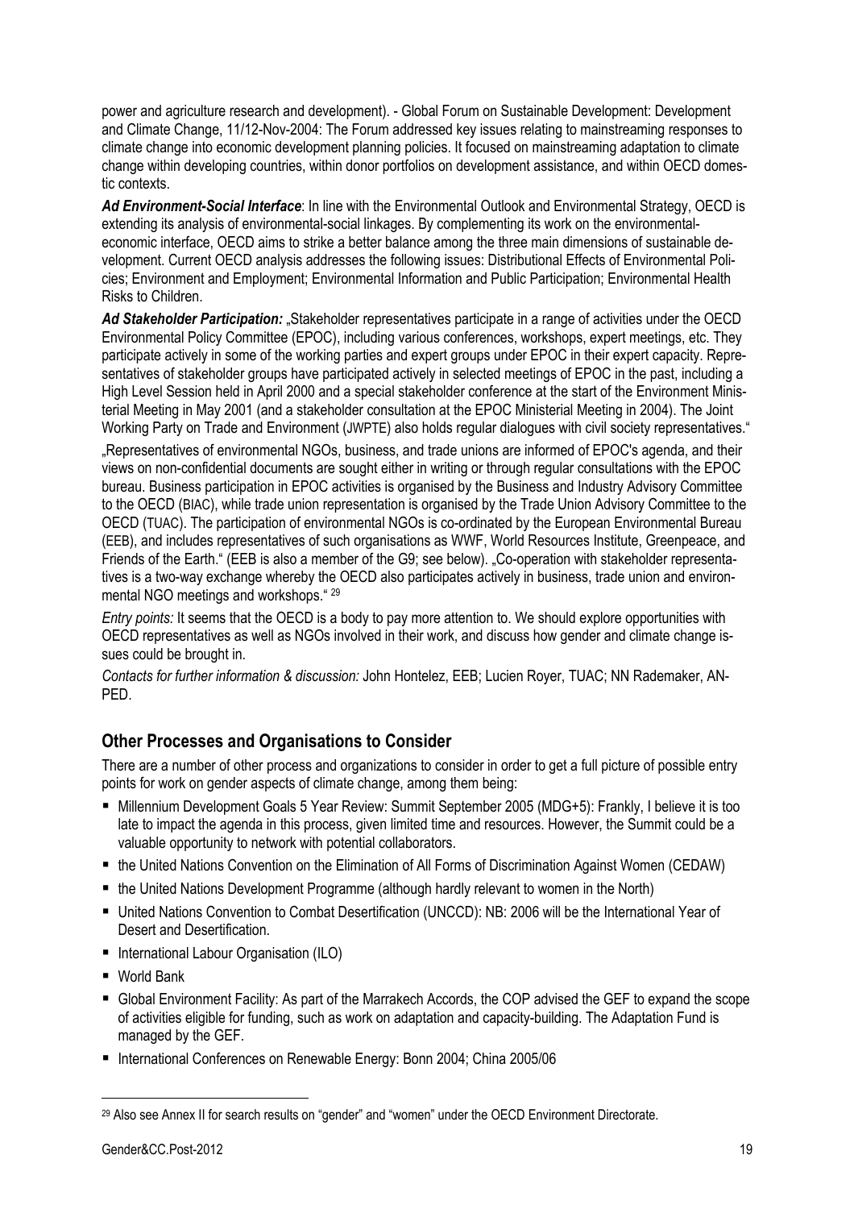power and agriculture research and development). - Global Forum on Sustainable Development: Development and Climate Change, 11/12-Nov-2004: The Forum addressed key issues relating to mainstreaming responses to climate change into economic development planning policies. It focused on mainstreaming adaptation to climate change within developing countries, within donor portfolios on development assistance, and within OECD domestic contexts.

***Ad Environment-Social Interface***: In line with the Environmental Outlook and Environmental Strategy, OECD is extending its analysis of environmental-social linkages. By complementing its work on the environmental-economic interface, OECD aims to strike a better balance among the three main dimensions of sustainable development. Current OECD analysis addresses the following issues: Distributional Effects of Environmental Policies; Environment and Employment; Environmental Information and Public Participation; Environmental Health Risks to Children.

***Ad Stakeholder Participation:*** „Stakeholder representatives participate in a range of activities under the OECD Environmental Policy Committee (EPOC), including various conferences, workshops, expert meetings, etc. They participate actively in some of the working parties and expert groups under EPOC in their expert capacity. Representatives of stakeholder groups have participated actively in selected meetings of EPOC in the past, including a High Level Session held in April 2000 and a special stakeholder conference at the start of the Environment Ministerial Meeting in May 2001 (and a stakeholder consultation at the EPOC Ministerial Meeting in 2004). The Joint Working Party on Trade and Environment (JWPTE) also holds regular dialogues with civil society representatives."

„Representatives of environmental NGOs, business, and trade unions are informed of EPOC's agenda, and their views on non-confidential documents are sought either in writing or through regular consultations with the EPOC bureau. Business participation in EPOC activities is organised by the Business and Industry Advisory Committee to the OECD (BIAC), while trade union representation is organised by the Trade Union Advisory Committee to the OECD (TUAC). The participation of environmental NGOs is co-ordinated by the European Environmental Bureau (EEB), and includes representatives of such organisations as WWF, World Resources Institute, Greenpeace, and Friends of the Earth." (EEB is also a member of the G9; see below). „Co-operation with stakeholder representatives is a two-way exchange whereby the OECD also participates actively in business, trade union and environmental NGO meetings and workshops." [29]

*Entry points:* It seems that the OECD is a body to pay more attention to. We should explore opportunities with OECD representatives as well as NGOs involved in their work, and discuss how gender and climate change issues could be brought in.

*Contacts for further information & discussion:* John Hontelez, EEB; Lucien Royer, TUAC; NN Rademaker, ANPED.

## Other Processes and Organisations to Consider

There are a number of other process and organizations to consider in order to get a full picture of possible entry points for work on gender aspects of climate change, among them being:

- Millennium Development Goals 5 Year Review: Summit September 2005 (MDG+5): Frankly, I believe it is too late to impact the agenda in this process, given limited time and resources. However, the Summit could be a valuable opportunity to network with potential collaborators.
- the United Nations Convention on the Elimination of All Forms of Discrimination Against Women (CEDAW)
- the United Nations Development Programme (although hardly relevant to women in the North)
- United Nations Convention to Combat Desertification (UNCCD): NB: 2006 will be the International Year of Desert and Desertification.
- International Labour Organisation (ILO)
- World Bank
- Global Environment Facility: As part of the Marrakech Accords, the COP advised the GEF to expand the scope of activities eligible for funding, such as work on adaptation and capacity-building. The Adaptation Fund is managed by the GEF.
- International Conferences on Renewable Energy: Bonn 2004; China 2005/06

---

[29] Also see Annex II for search results on "gender" and "women" under the OECD Environment Directorate.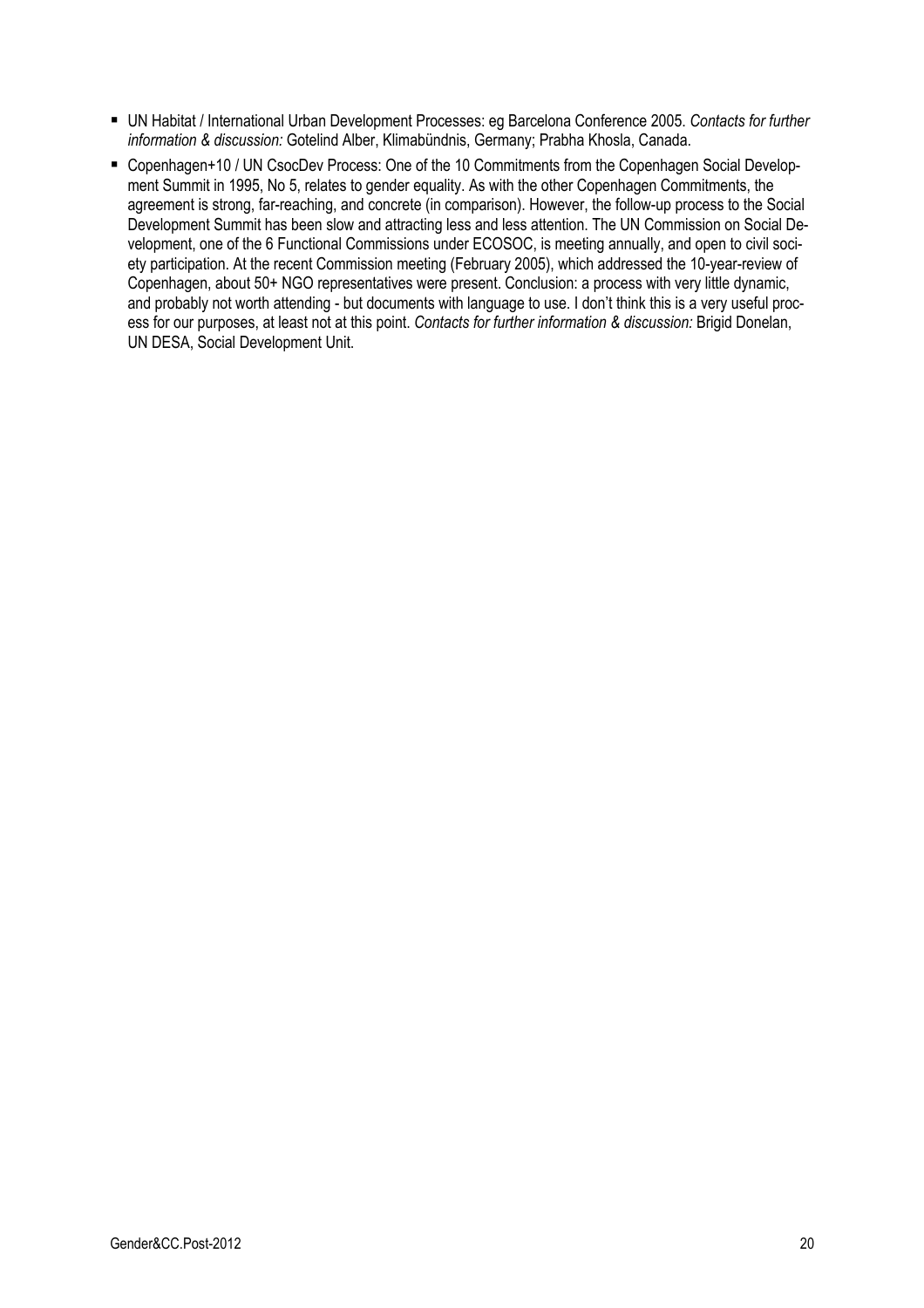- UN Habitat / International Urban Development Processes: eg Barcelona Conference 2005. *Contacts for further information & discussion:* Gotelind Alber, Klimabündnis, Germany; Prabha Khosla, Canada.
- Copenhagen+10 / UN CsocDev Process: One of the 10 Commitments from the Copenhagen Social Development Summit in 1995, No 5, relates to gender equality. As with the other Copenhagen Commitments, the agreement is strong, far-reaching, and concrete (in comparison). However, the follow-up process to the Social Development Summit has been slow and attracting less and less attention. The UN Commission on Social Development, one of the 6 Functional Commissions under ECOSOC, is meeting annually, and open to civil society participation. At the recent Commission meeting (February 2005), which addressed the 10-year-review of Copenhagen, about 50+ NGO representatives were present. Conclusion: a process with very little dynamic, and probably not worth attending - but documents with language to use. I don't think this is a very useful process for our purposes, at least not at this point. *Contacts for further information & discussion:* Brigid Donelan, UN DESA, Social Development Unit.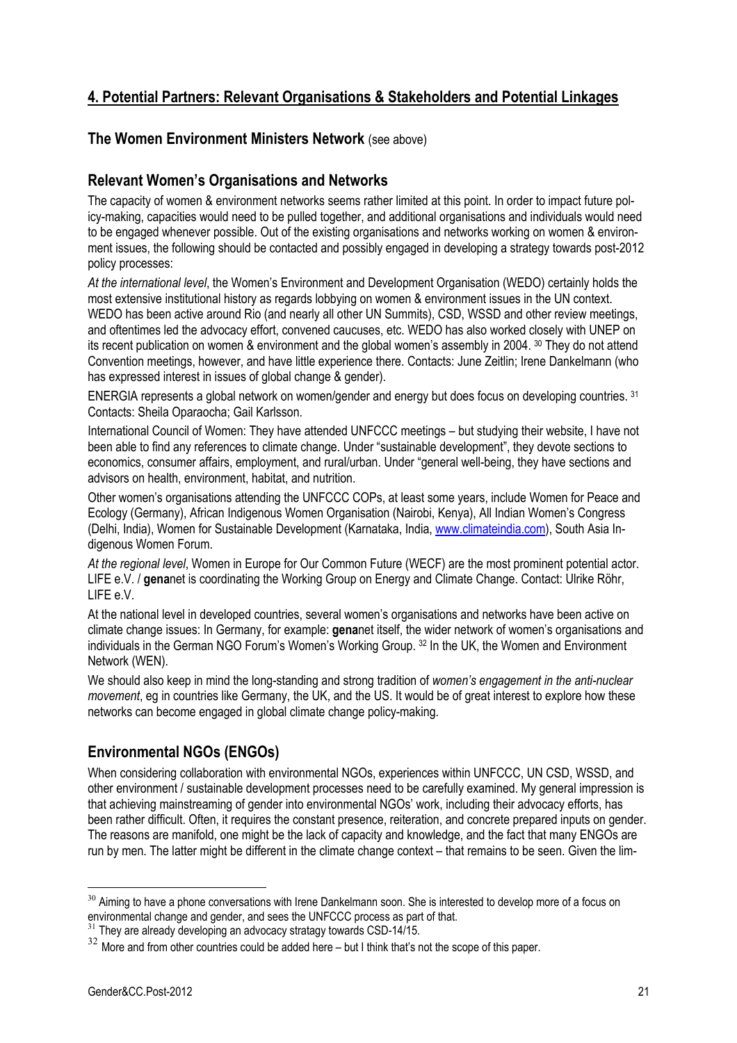## 4. Potential Partners: Relevant Organisations & Stakeholders and Potential Linkages

### The Women Environment Ministers Network (see above)

### Relevant Women's Organisations and Networks

The capacity of women & environment networks seems rather limited at this point. In order to impact future policy-making, capacities would need to be pulled together, and additional organisations and individuals would need to be engaged whenever possible. Out of the existing organisations and networks working on women & environment issues, the following should be contacted and possibly engaged in developing a strategy towards post-2012 policy processes:

*At the international level*, the Women's Environment and Development Organisation (WEDO) certainly holds the most extensive institutional history as regards lobbying on women & environment issues in the UN context. WEDO has been active around Rio (and nearly all other UN Summits), CSD, WSSD and other review meetings, and oftentimes led the advocacy effort, convened caucuses, etc. WEDO has also worked closely with UNEP on its recent publication on women & environment and the global women's assembly in 2004. [30] They do not attend Convention meetings, however, and have little experience there. Contacts: June Zeitlin; Irene Dankelmann (who has expressed interest in issues of global change & gender).

ENERGIA represents a global network on women/gender and energy but does focus on developing countries. [31] Contacts: Sheila Oparaocha; Gail Karlsson.

International Council of Women: They have attended UNFCCC meetings – but studying their website, I have not been able to find any references to climate change. Under "sustainable development", they devote sections to economics, consumer affairs, employment, and rural/urban. Under "general well-being, they have sections and advisors on health, environment, habitat, and nutrition.

Other women's organisations attending the UNFCCC COPs, at least some years, include Women for Peace and Ecology (Germany), African Indigenous Women Organisation (Nairobi, Kenya), All Indian Women's Congress (Delhi, India), Women for Sustainable Development (Karnataka, India, www.climateindia.com), South Asia Indigenous Women Forum.

*At the regional level*, Women in Europe for Our Common Future (WECF) are the most prominent potential actor. LIFE e.V. / **gena**net is coordinating the Working Group on Energy and Climate Change. Contact: Ulrike Röhr, LIFE e.V.

At the national level in developed countries, several women's organisations and networks have been active on climate change issues: In Germany, for example: **gena**net itself, the wider network of women's organisations and individuals in the German NGO Forum's Women's Working Group. [32] In the UK, the Women and Environment Network (WEN).

We should also keep in mind the long-standing and strong tradition of *women's engagement in the anti-nuclear movement*, eg in countries like Germany, the UK, and the US. It would be of great interest to explore how these networks can become engaged in global climate change policy-making.

### Environmental NGOs (ENGOs)

When considering collaboration with environmental NGOs, experiences within UNFCCC, UN CSD, WSSD, and other environment / sustainable development processes need to be carefully examined. My general impression is that achieving mainstreaming of gender into environmental NGOs' work, including their advocacy efforts, has been rather difficult. Often, it requires the constant presence, reiteration, and concrete prepared inputs on gender. The reasons are manifold, one might be the lack of capacity and knowledge, and the fact that many ENGOs are run by men. The latter might be different in the climate change context – that remains to be seen. Given the lim-

---

[30] Aiming to have a phone conversations with Irene Dankelmann soon. She is interested to develop more of a focus on environmental change and gender, and sees the UNFCCC process as part of that.

[31] They are already developing an advocacy stratagy towards CSD-14/15.

[32] More and from other countries could be added here – but I think that's not the scope of this paper.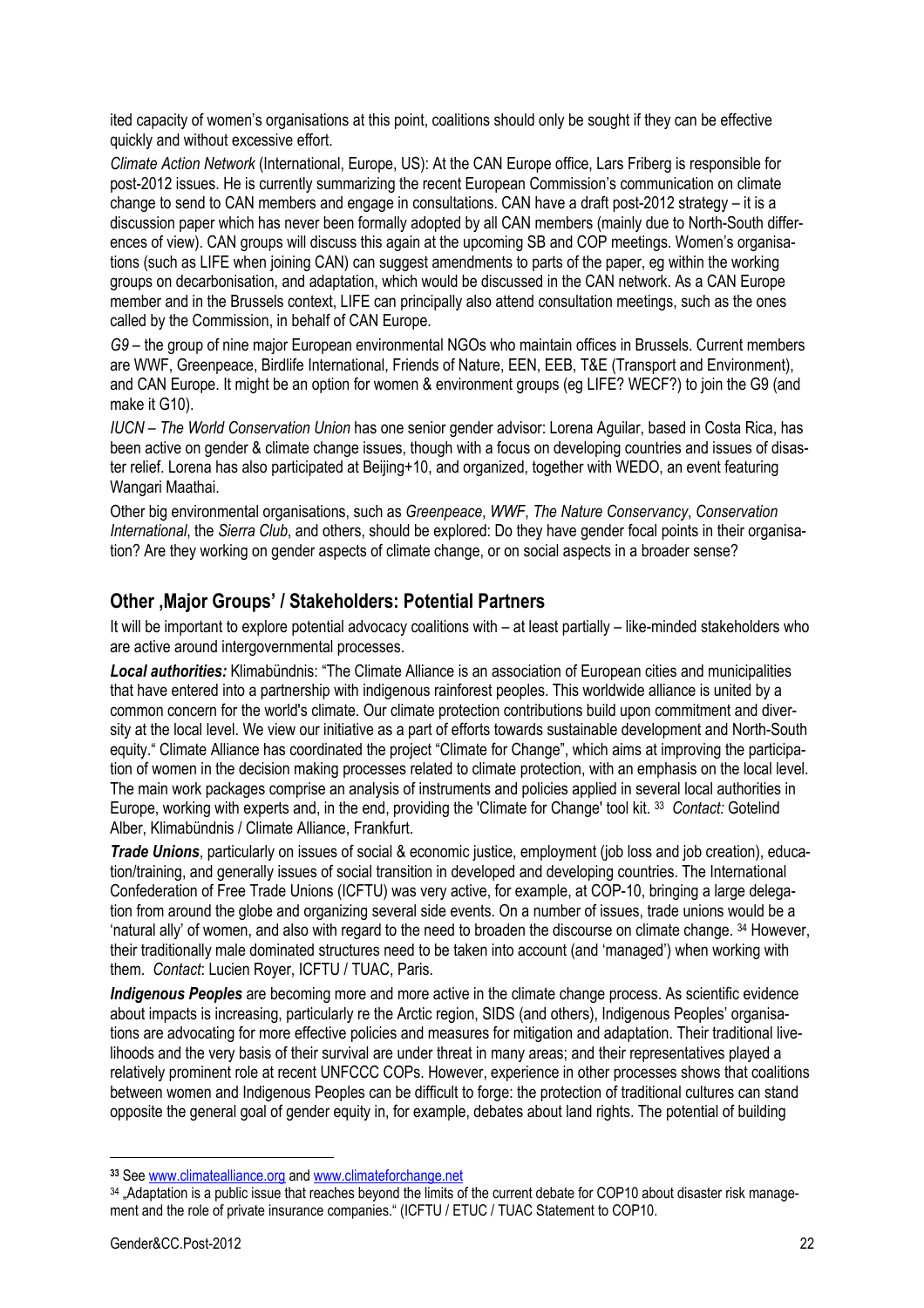ited capacity of women's organisations at this point, coalitions should only be sought if they can be effective quickly and without excessive effort.

*Climate Action Network* (International, Europe, US): At the CAN Europe office, Lars Friberg is responsible for post-2012 issues. He is currently summarizing the recent European Commission's communication on climate change to send to CAN members and engage in consultations. CAN have a draft post-2012 strategy – it is a discussion paper which has never been formally adopted by all CAN members (mainly due to North-South differences of view). CAN groups will discuss this again at the upcoming SB and COP meetings. Women's organisations (such as LIFE when joining CAN) can suggest amendments to parts of the paper, eg within the working groups on decarbonisation, and adaptation, which would be discussed in the CAN network. As a CAN Europe member and in the Brussels context, LIFE can principally also attend consultation meetings, such as the ones called by the Commission, in behalf of CAN Europe.

*G9* – the group of nine major European environmental NGOs who maintain offices in Brussels. Current members are WWF, Greenpeace, Birdlife International, Friends of Nature, EEN, EEB, T&E (Transport and Environment), and CAN Europe. It might be an option for women & environment groups (eg LIFE? WECF?) to join the G9 (and make it G10).

*IUCN – The World Conservation Union* has one senior gender advisor: Lorena Aguilar, based in Costa Rica, has been active on gender & climate change issues, though with a focus on developing countries and issues of disaster relief. Lorena has also participated at Beijing+10, and organized, together with WEDO, an event featuring Wangari Maathai.

Other big environmental organisations, such as *Greenpeace*, *WWF*, *The Nature Conservancy*, *Conservation International*, the *Sierra Club*, and others, should be explored: Do they have gender focal points in their organisation? Are they working on gender aspects of climate change, or on social aspects in a broader sense?

## Other ‚Major Groups' / Stakeholders: Potential Partners

It will be important to explore potential advocacy coalitions with – at least partially – like-minded stakeholders who are active around intergovernmental processes.

***Local authorities:*** Klimabündnis: "The Climate Alliance is an association of European cities and municipalities that have entered into a partnership with indigenous rainforest peoples. This worldwide alliance is united by a common concern for the world's climate. Our climate protection contributions build upon commitment and diversity at the local level. We view our initiative as a part of efforts towards sustainable development and North-South equity." Climate Alliance has coordinated the project "Climate for Change", which aims at improving the participation of women in the decision making processes related to climate protection, with an emphasis on the local level. The main work packages comprise an analysis of instruments and policies applied in several local authorities in Europe, working with experts and, in the end, providing the 'Climate for Change' tool kit. [33] *Contact:* Gotelind Alber, Klimabündnis / Climate Alliance, Frankfurt.

***Trade Unions***, particularly on issues of social & economic justice, employment (job loss and job creation), education/training, and generally issues of social transition in developed and developing countries. The International Confederation of Free Trade Unions (ICFTU) was very active, for example, at COP-10, bringing a large delegation from around the globe and organizing several side events. On a number of issues, trade unions would be a 'natural ally' of women, and also with regard to the need to broaden the discourse on climate change. [34] However, their traditionally male dominated structures need to be taken into account (and 'managed') when working with them. *Contact*: Lucien Royer, ICFTU / TUAC, Paris.

***Indigenous Peoples*** are becoming more and more active in the climate change process. As scientific evidence about impacts is increasing, particularly re the Arctic region, SIDS (and others), Indigenous Peoples' organisations are advocating for more effective policies and measures for mitigation and adaptation. Their traditional livelihoods and the very basis of their survival are under threat in many areas; and their representatives played a relatively prominent role at recent UNFCCC COPs. However, experience in other processes shows that coalitions between women and Indigenous Peoples can be difficult to forge: the protection of traditional cultures can stand opposite the general goal of gender equity in, for example, debates about land rights. The potential of building

---

[33] See www.climatealliance.org and www.climateforchange.net

[34] „Adaptation is a public issue that reaches beyond the limits of the current debate for COP10 about disaster risk management and the role of private insurance companies." (ICFTU / ETUC / TUAC Statement to COP10.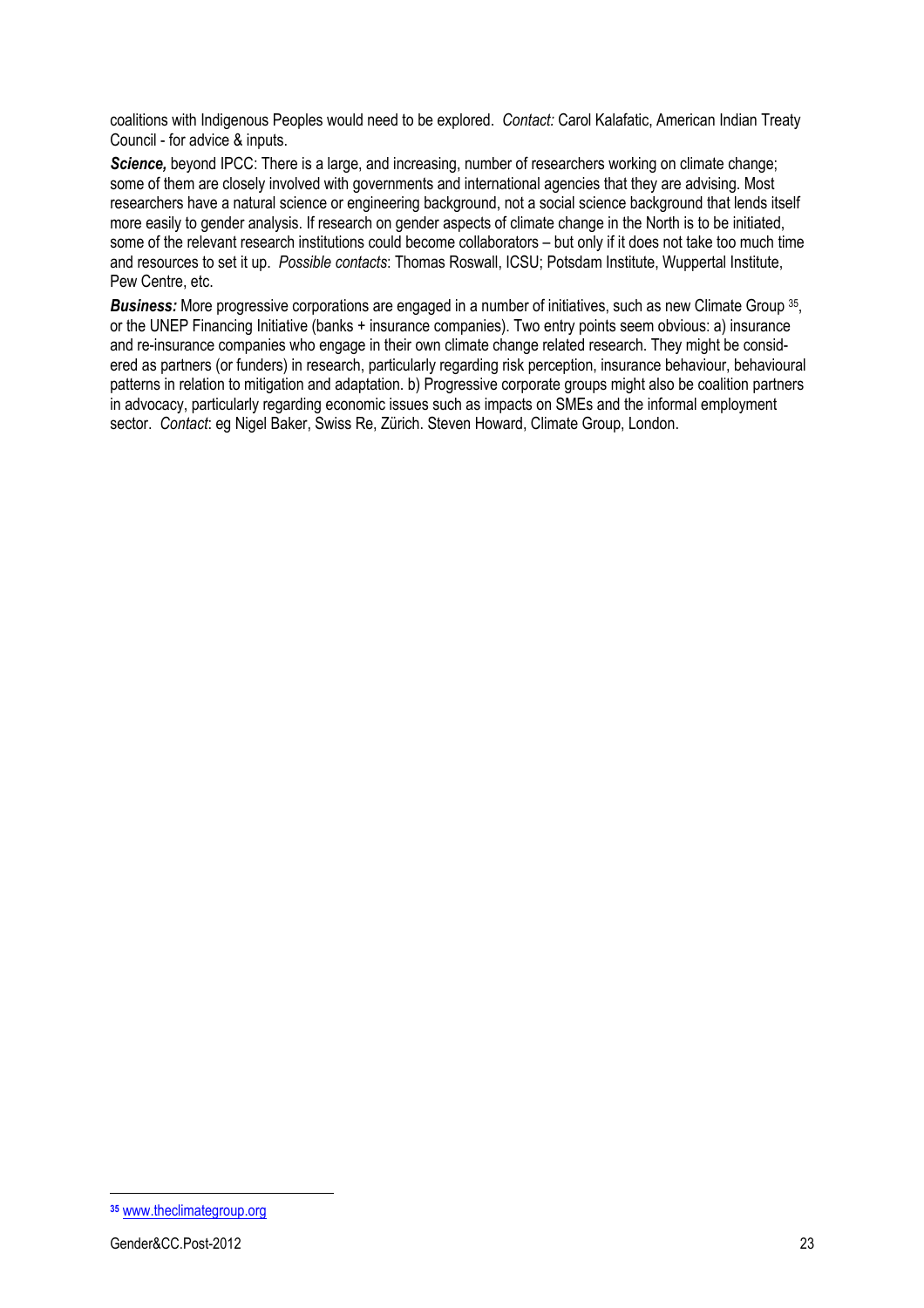coalitions with Indigenous Peoples would need to be explored. *Contact:* Carol Kalafatic, American Indian Treaty Council - for advice & inputs.

***Science,*** beyond IPCC: There is a large, and increasing, number of researchers working on climate change; some of them are closely involved with governments and international agencies that they are advising. Most researchers have a natural science or engineering background, not a social science background that lends itself more easily to gender analysis. If research on gender aspects of climate change in the North is to be initiated, some of the relevant research institutions could become collaborators – but only if it does not take too much time and resources to set it up. *Possible contacts*: Thomas Roswall, ICSU; Potsdam Institute, Wuppertal Institute, Pew Centre, etc.

***Business:*** More progressive corporations are engaged in a number of initiatives, such as new Climate Group [35], or the UNEP Financing Initiative (banks + insurance companies). Two entry points seem obvious: a) insurance and re-insurance companies who engage in their own climate change related research. They might be considered as partners (or funders) in research, particularly regarding risk perception, insurance behaviour, behavioural patterns in relation to mitigation and adaptation. b) Progressive corporate groups might also be coalition partners in advocacy, particularly regarding economic issues such as impacts on SMEs and the informal employment sector. *Contact*: eg Nigel Baker, Swiss Re, Zürich. Steven Howard, Climate Group, London.

---

[35] www.theclimategroup.org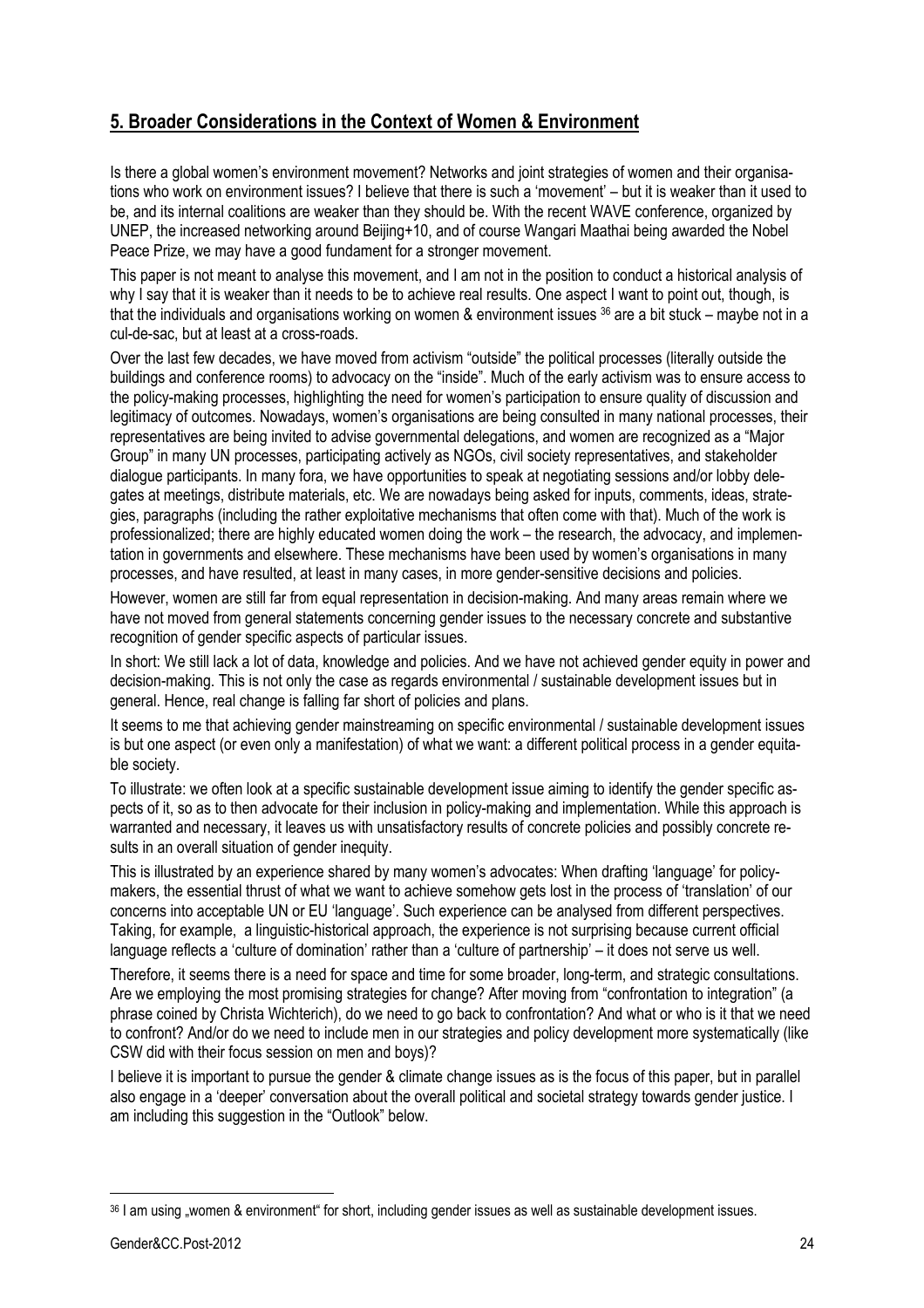## 5. Broader Considerations in the Context of Women & Environment

Is there a global women's environment movement? Networks and joint strategies of women and their organisations who work on environment issues? I believe that there is such a 'movement' – but it is weaker than it used to be, and its internal coalitions are weaker than they should be. With the recent WAVE conference, organized by UNEP, the increased networking around Beijing+10, and of course Wangari Maathai being awarded the Nobel Peace Prize, we may have a good fundament for a stronger movement.

This paper is not meant to analyse this movement, and I am not in the position to conduct a historical analysis of why I say that it is weaker than it needs to be to achieve real results. One aspect I want to point out, though, is that the individuals and organisations working on women & environment issues [36] are a bit stuck – maybe not in a cul-de-sac, but at least at a cross-roads.

Over the last few decades, we have moved from activism "outside" the political processes (literally outside the buildings and conference rooms) to advocacy on the "inside". Much of the early activism was to ensure access to the policy-making processes, highlighting the need for women's participation to ensure quality of discussion and legitimacy of outcomes. Nowadays, women's organisations are being consulted in many national processes, their representatives are being invited to advise governmental delegations, and women are recognized as a "Major Group" in many UN processes, participating actively as NGOs, civil society representatives, and stakeholder dialogue participants. In many fora, we have opportunities to speak at negotiating sessions and/or lobby delegates at meetings, distribute materials, etc. We are nowadays being asked for inputs, comments, ideas, strategies, paragraphs (including the rather exploitative mechanisms that often come with that). Much of the work is professionalized; there are highly educated women doing the work – the research, the advocacy, and implementation in governments and elsewhere. These mechanisms have been used by women's organisations in many processes, and have resulted, at least in many cases, in more gender-sensitive decisions and policies.

However, women are still far from equal representation in decision-making. And many areas remain where we have not moved from general statements concerning gender issues to the necessary concrete and substantive recognition of gender specific aspects of particular issues.

In short: We still lack a lot of data, knowledge and policies. And we have not achieved gender equity in power and decision-making. This is not only the case as regards environmental / sustainable development issues but in general. Hence, real change is falling far short of policies and plans.

It seems to me that achieving gender mainstreaming on specific environmental / sustainable development issues is but one aspect (or even only a manifestation) of what we want: a different political process in a gender equitable society.

To illustrate: we often look at a specific sustainable development issue aiming to identify the gender specific aspects of it, so as to then advocate for their inclusion in policy-making and implementation. While this approach is warranted and necessary, it leaves us with unsatisfactory results of concrete policies and possibly concrete results in an overall situation of gender inequity.

This is illustrated by an experience shared by many women's advocates: When drafting 'language' for policy-makers, the essential thrust of what we want to achieve somehow gets lost in the process of 'translation' of our concerns into acceptable UN or EU 'language'. Such experience can be analysed from different perspectives. Taking, for example, a linguistic-historical approach, the experience is not surprising because current official language reflects a 'culture of domination' rather than a 'culture of partnership' – it does not serve us well.

Therefore, it seems there is a need for space and time for some broader, long-term, and strategic consultations. Are we employing the most promising strategies for change? After moving from "confrontation to integration" (a phrase coined by Christa Wichterich), do we need to go back to confrontation? And what or who is it that we need to confront? And/or do we need to include men in our strategies and policy development more systematically (like CSW did with their focus session on men and boys)?

I believe it is important to pursue the gender & climate change issues as is the focus of this paper, but in parallel also engage in a 'deeper' conversation about the overall political and societal strategy towards gender justice. I am including this suggestion in the "Outlook" below.

---

[36] I am using „women & environment" for short, including gender issues as well as sustainable development issues.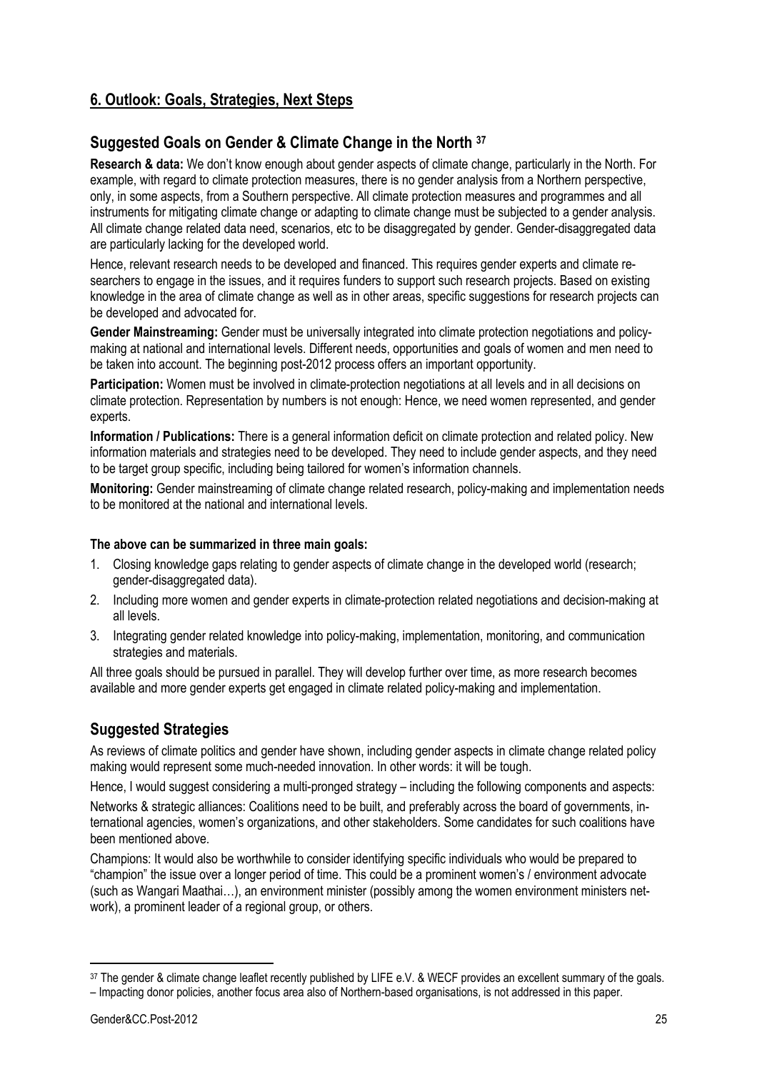## 6. Outlook: Goals, Strategies, Next Steps

### Suggested Goals on Gender & Climate Change in the North [37]

**Research & data:** We don't know enough about gender aspects of climate change, particularly in the North. For example, with regard to climate protection measures, there is no gender analysis from a Northern perspective, only, in some aspects, from a Southern perspective. All climate protection measures and programmes and all instruments for mitigating climate change or adapting to climate change must be subjected to a gender analysis. All climate change related data need, scenarios, etc to be disaggregated by gender. Gender-disaggregated data are particularly lacking for the developed world.

Hence, relevant research needs to be developed and financed. This requires gender experts and climate researchers to engage in the issues, and it requires funders to support such research projects. Based on existing knowledge in the area of climate change as well as in other areas, specific suggestions for research projects can be developed and advocated for.

**Gender Mainstreaming:** Gender must be universally integrated into climate protection negotiations and policy-making at national and international levels. Different needs, opportunities and goals of women and men need to be taken into account. The beginning post-2012 process offers an important opportunity.

**Participation:** Women must be involved in climate-protection negotiations at all levels and in all decisions on climate protection. Representation by numbers is not enough: Hence, we need women represented, and gender experts.

**Information / Publications:** There is a general information deficit on climate protection and related policy. New information materials and strategies need to be developed. They need to include gender aspects, and they need to be target group specific, including being tailored for women's information channels.

**Monitoring:** Gender mainstreaming of climate change related research, policy-making and implementation needs to be monitored at the national and international levels.

**The above can be summarized in three main goals:**

1. Closing knowledge gaps relating to gender aspects of climate change in the developed world (research; gender-disaggregated data).
2. Including more women and gender experts in climate-protection related negotiations and decision-making at all levels.
3. Integrating gender related knowledge into policy-making, implementation, monitoring, and communication strategies and materials.

All three goals should be pursued in parallel. They will develop further over time, as more research becomes available and more gender experts get engaged in climate related policy-making and implementation.

### Suggested Strategies

As reviews of climate politics and gender have shown, including gender aspects in climate change related policy making would represent some much-needed innovation. In other words: it will be tough.

Hence, I would suggest considering a multi-pronged strategy – including the following components and aspects:

Networks & strategic alliances: Coalitions need to be built, and preferably across the board of governments, international agencies, women's organizations, and other stakeholders. Some candidates for such coalitions have been mentioned above.

Champions: It would also be worthwhile to consider identifying specific individuals who would be prepared to "champion" the issue over a longer period of time. This could be a prominent women's / environment advocate (such as Wangari Maathai…), an environment minister (possibly among the women environment ministers network), a prominent leader of a regional group, or others.

---

[37] The gender & climate change leaflet recently published by LIFE e.V. & WECF provides an excellent summary of the goals. – Impacting donor policies, another focus area also of Northern-based organisations, is not addressed in this paper.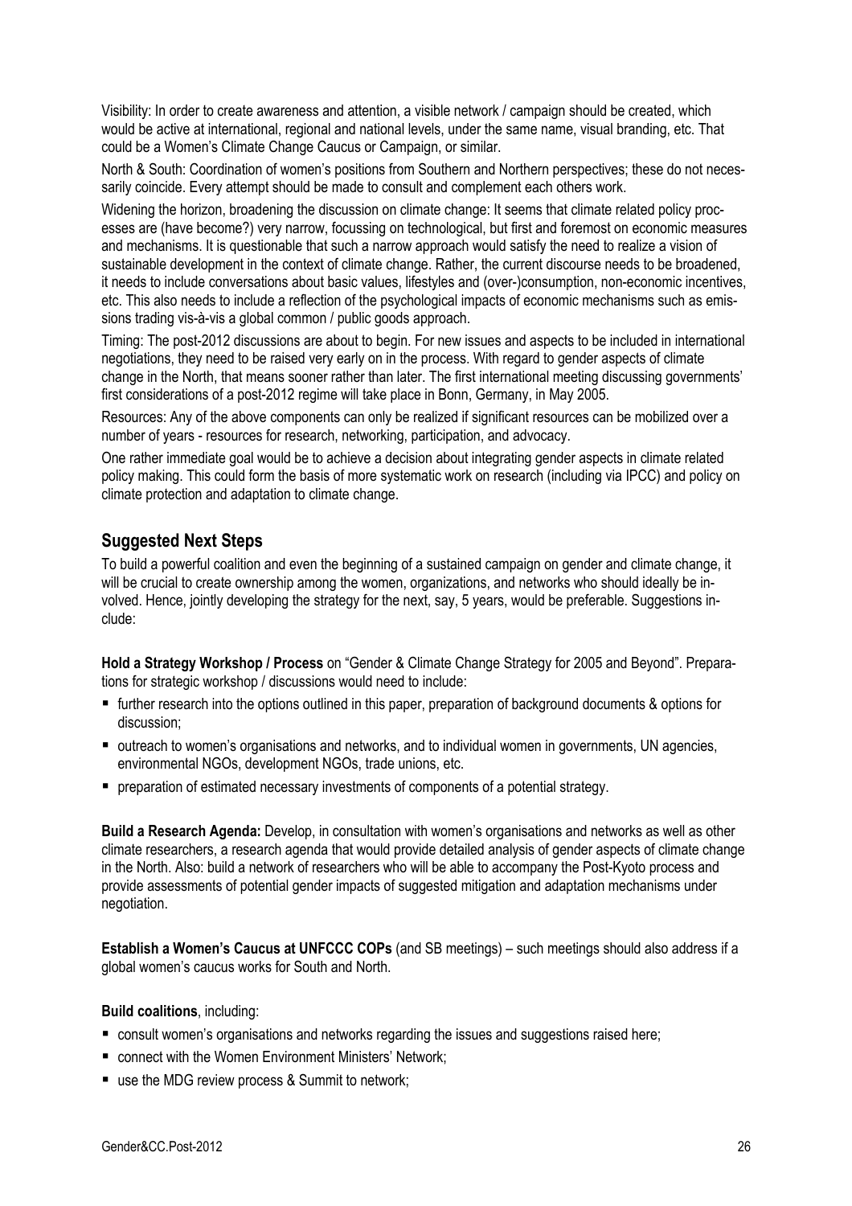Visibility: In order to create awareness and attention, a visible network / campaign should be created, which would be active at international, regional and national levels, under the same name, visual branding, etc. That could be a Women's Climate Change Caucus or Campaign, or similar.

North & South: Coordination of women's positions from Southern and Northern perspectives; these do not necessarily coincide. Every attempt should be made to consult and complement each others work.

Widening the horizon, broadening the discussion on climate change: It seems that climate related policy processes are (have become?) very narrow, focussing on technological, but first and foremost on economic measures and mechanisms. It is questionable that such a narrow approach would satisfy the need to realize a vision of sustainable development in the context of climate change. Rather, the current discourse needs to be broadened, it needs to include conversations about basic values, lifestyles and (over-)consumption, non-economic incentives, etc. This also needs to include a reflection of the psychological impacts of economic mechanisms such as emissions trading vis-à-vis a global common / public goods approach.

Timing: The post-2012 discussions are about to begin. For new issues and aspects to be included in international negotiations, they need to be raised very early on in the process. With regard to gender aspects of climate change in the North, that means sooner rather than later. The first international meeting discussing governments' first considerations of a post-2012 regime will take place in Bonn, Germany, in May 2005.

Resources: Any of the above components can only be realized if significant resources can be mobilized over a number of years - resources for research, networking, participation, and advocacy.

One rather immediate goal would be to achieve a decision about integrating gender aspects in climate related policy making. This could form the basis of more systematic work on research (including via IPCC) and policy on climate protection and adaptation to climate change.

## Suggested Next Steps

To build a powerful coalition and even the beginning of a sustained campaign on gender and climate change, it will be crucial to create ownership among the women, organizations, and networks who should ideally be involved. Hence, jointly developing the strategy for the next, say, 5 years, would be preferable. Suggestions include:

**Hold a Strategy Workshop / Process** on "Gender & Climate Change Strategy for 2005 and Beyond". Preparations for strategic workshop / discussions would need to include:

- further research into the options outlined in this paper, preparation of background documents & options for discussion;
- outreach to women's organisations and networks, and to individual women in governments, UN agencies, environmental NGOs, development NGOs, trade unions, etc.
- preparation of estimated necessary investments of components of a potential strategy.

**Build a Research Agenda:** Develop, in consultation with women's organisations and networks as well as other climate researchers, a research agenda that would provide detailed analysis of gender aspects of climate change in the North. Also: build a network of researchers who will be able to accompany the Post-Kyoto process and provide assessments of potential gender impacts of suggested mitigation and adaptation mechanisms under negotiation.

**Establish a Women's Caucus at UNFCCC COPs** (and SB meetings) – such meetings should also address if a global women's caucus works for South and North.

**Build coalitions**, including:

- consult women's organisations and networks regarding the issues and suggestions raised here;
- connect with the Women Environment Ministers' Network;
- use the MDG review process & Summit to network;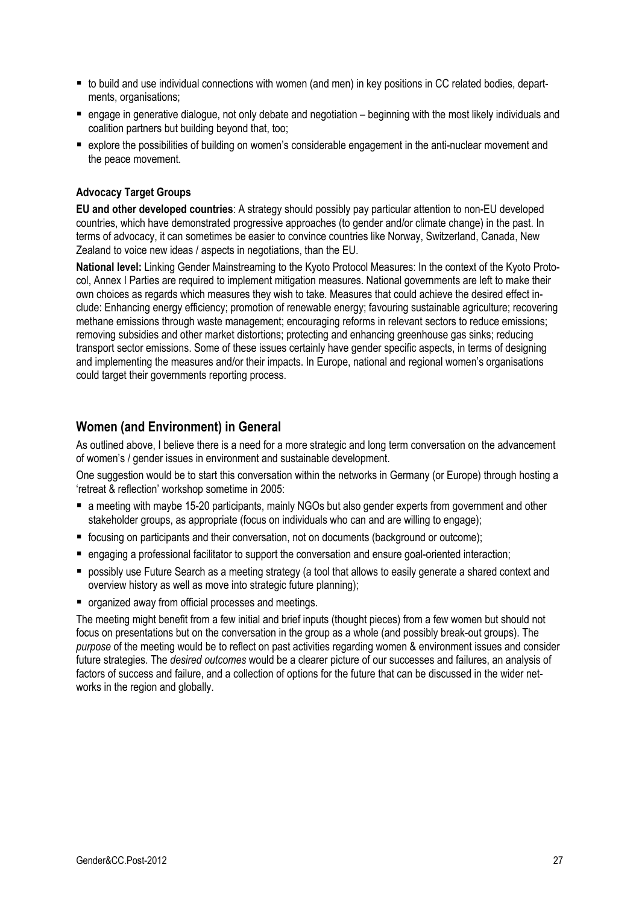- to build and use individual connections with women (and men) in key positions in CC related bodies, departments, organisations;
- engage in generative dialogue, not only debate and negotiation – beginning with the most likely individuals and coalition partners but building beyond that, too;
- explore the possibilities of building on women's considerable engagement in the anti-nuclear movement and the peace movement.

#### Advocacy Target Groups

**EU and other developed countries**: A strategy should possibly pay particular attention to non-EU developed countries, which have demonstrated progressive approaches (to gender and/or climate change) in the past. In terms of advocacy, it can sometimes be easier to convince countries like Norway, Switzerland, Canada, New Zealand to voice new ideas / aspects in negotiations, than the EU.

**National level:** Linking Gender Mainstreaming to the Kyoto Protocol Measures: In the context of the Kyoto Protocol, Annex I Parties are required to implement mitigation measures. National governments are left to make their own choices as regards which measures they wish to take. Measures that could achieve the desired effect include: Enhancing energy efficiency; promotion of renewable energy; favouring sustainable agriculture; recovering methane emissions through waste management; encouraging reforms in relevant sectors to reduce emissions; removing subsidies and other market distortions; protecting and enhancing greenhouse gas sinks; reducing transport sector emissions. Some of these issues certainly have gender specific aspects, in terms of designing and implementing the measures and/or their impacts. In Europe, national and regional women's organisations could target their governments reporting process.

## Women (and Environment) in General

As outlined above, I believe there is a need for a more strategic and long term conversation on the advancement of women's / gender issues in environment and sustainable development.

One suggestion would be to start this conversation within the networks in Germany (or Europe) through hosting a 'retreat & reflection' workshop sometime in 2005:

- a meeting with maybe 15-20 participants, mainly NGOs but also gender experts from government and other stakeholder groups, as appropriate (focus on individuals who can and are willing to engage);
- focusing on participants and their conversation, not on documents (background or outcome);
- engaging a professional facilitator to support the conversation and ensure goal-oriented interaction;
- possibly use Future Search as a meeting strategy (a tool that allows to easily generate a shared context and overview history as well as move into strategic future planning);
- organized away from official processes and meetings.

The meeting might benefit from a few initial and brief inputs (thought pieces) from a few women but should not focus on presentations but on the conversation in the group as a whole (and possibly break-out groups). The *purpose* of the meeting would be to reflect on past activities regarding women & environment issues and consider future strategies. The *desired outcomes* would be a clearer picture of our successes and failures, an analysis of factors of success and failure, and a collection of options for the future that can be discussed in the wider networks in the region and globally.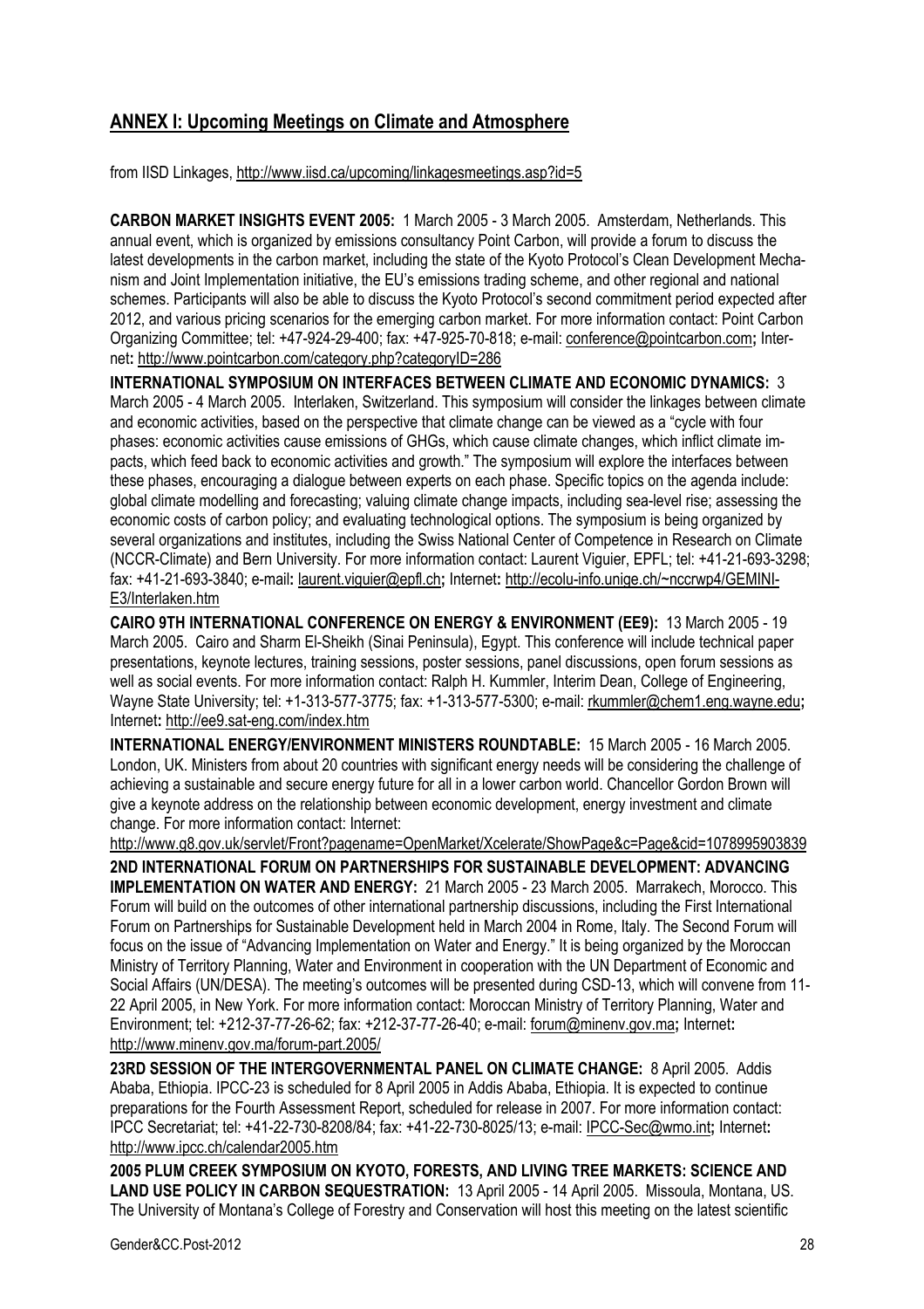## ANNEX I: Upcoming Meetings on Climate and Atmosphere

from IISD Linkages, http://www.iisd.ca/upcoming/linkagesmeetings.asp?id=5

**CARBON MARKET INSIGHTS EVENT 2005:** 1 March 2005 - 3 March 2005. Amsterdam, Netherlands. This annual event, which is organized by emissions consultancy Point Carbon, will provide a forum to discuss the latest developments in the carbon market, including the state of the Kyoto Protocol's Clean Development Mechanism and Joint Implementation initiative, the EU's emissions trading scheme, and other regional and national schemes. Participants will also be able to discuss the Kyoto Protocol's second commitment period expected after 2012, and various pricing scenarios for the emerging carbon market. For more information contact: Point Carbon Organizing Committee; tel: +47-924-29-400; fax: +47-925-70-818; e-mail: conference@pointcarbon.com**;** Internet**:** http://www.pointcarbon.com/category.php?categoryID=286

**INTERNATIONAL SYMPOSIUM ON INTERFACES BETWEEN CLIMATE AND ECONOMIC DYNAMICS:** 3 March 2005 - 4 March 2005. Interlaken, Switzerland. This symposium will consider the linkages between climate and economic activities, based on the perspective that climate change can be viewed as a "cycle with four phases: economic activities cause emissions of GHGs, which cause climate changes, which inflict climate impacts, which feed back to economic activities and growth." The symposium will explore the interfaces between these phases, encouraging a dialogue between experts on each phase. Specific topics on the agenda include: global climate modelling and forecasting; valuing climate change impacts, including sea-level rise; assessing the economic costs of carbon policy; and evaluating technological options. The symposium is being organized by several organizations and institutes, including the Swiss National Center of Competence in Research on Climate (NCCR-Climate) and Bern University. For more information contact: Laurent Viguier, EPFL; tel: +41-21-693-3298; fax: +41-21-693-3840; e-mail**:** laurent.viguier@epfl.ch**;** Internet**:** http://ecolu-info.unige.ch/~nccrwp4/GEMINI-E3/Interlaken.htm

**CAIRO 9TH INTERNATIONAL CONFERENCE ON ENERGY & ENVIRONMENT (EE9):** 13 March 2005 - 19 March 2005. Cairo and Sharm El-Sheikh (Sinai Peninsula), Egypt. This conference will include technical paper presentations, keynote lectures, training sessions, poster sessions, panel discussions, open forum sessions as well as social events. For more information contact: Ralph H. Kummler, Interim Dean, College of Engineering, Wayne State University; tel: +1-313-577-3775; fax: +1-313-577-5300; e-mail: rkummler@chem1.eng.wayne.edu**;** Internet**:** http://ee9.sat-eng.com/index.htm

**INTERNATIONAL ENERGY/ENVIRONMENT MINISTERS ROUNDTABLE:** 15 March 2005 - 16 March 2005. London, UK. Ministers from about 20 countries with significant energy needs will be considering the challenge of achieving a sustainable and secure energy future for all in a lower carbon world. Chancellor Gordon Brown will give a keynote address on the relationship between economic development, energy investment and climate change. For more information contact: Internet: http://www.g8.gov.uk/servlet/Front?pagename=OpenMarket/Xcelerate/ShowPage&c=Page&cid=1078995903839

**2ND INTERNATIONAL FORUM ON PARTNERSHIPS FOR SUSTAINABLE DEVELOPMENT: ADVANCING IMPLEMENTATION ON WATER AND ENERGY:** 21 March 2005 - 23 March 2005. Marrakech, Morocco. This Forum will build on the outcomes of other international partnership discussions, including the First International Forum on Partnerships for Sustainable Development held in March 2004 in Rome, Italy. The Second Forum will focus on the issue of "Advancing Implementation on Water and Energy." It is being organized by the Moroccan Ministry of Territory Planning, Water and Environment in cooperation with the UN Department of Economic and Social Affairs (UN/DESA). The meeting's outcomes will be presented during CSD-13, which will convene from 11-22 April 2005, in New York. For more information contact: Moroccan Ministry of Territory Planning, Water and Environment; tel: +212-37-77-26-62; fax: +212-37-77-26-40; e-mail: forum@minenv.gov.ma**;** Internet**:** http://www.minenv.gov.ma/forum-part.2005/

**23RD SESSION OF THE INTERGOVERNMENTAL PANEL ON CLIMATE CHANGE:** 8 April 2005. Addis Ababa, Ethiopia. IPCC-23 is scheduled for 8 April 2005 in Addis Ababa, Ethiopia. It is expected to continue preparations for the Fourth Assessment Report, scheduled for release in 2007. For more information contact: IPCC Secretariat; tel: +41-22-730-8208/84; fax: +41-22-730-8025/13; e-mail: IPCC-Sec@wmo.int**;** Internet**:** http://www.ipcc.ch/calendar2005.htm

**2005 PLUM CREEK SYMPOSIUM ON KYOTO, FORESTS, AND LIVING TREE MARKETS: SCIENCE AND LAND USE POLICY IN CARBON SEQUESTRATION:** 13 April 2005 - 14 April 2005. Missoula, Montana, US. The University of Montana's College of Forestry and Conservation will host this meeting on the latest scientific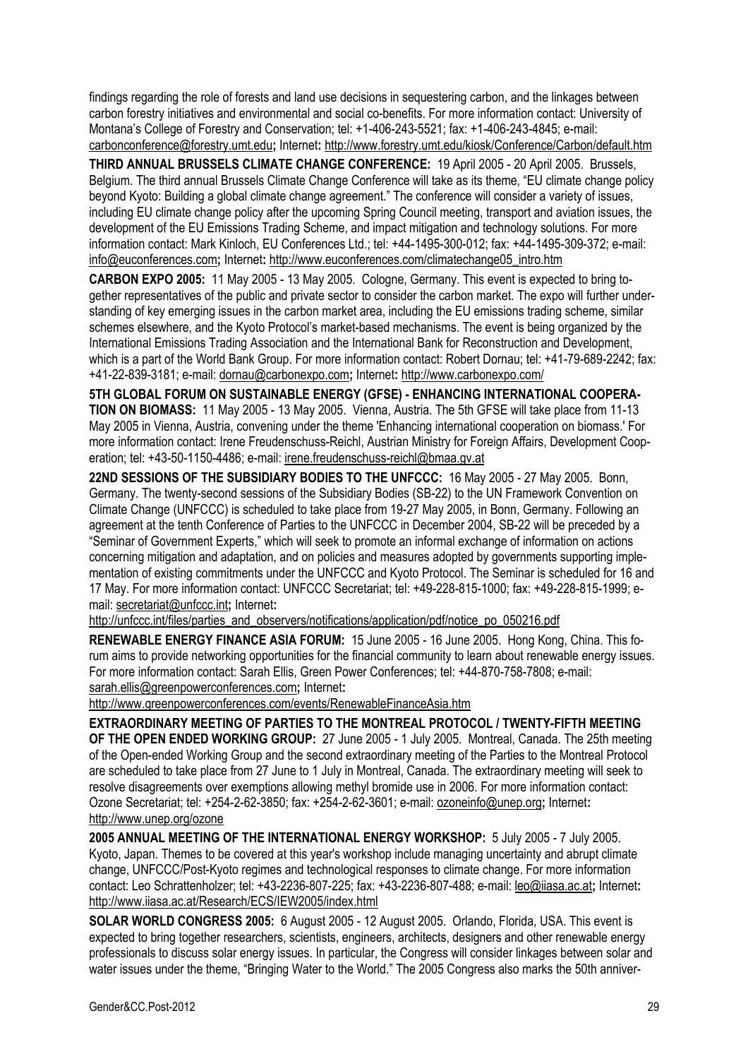findings regarding the role of forests and land use decisions in sequestering carbon, and the linkages between carbon forestry initiatives and environmental and social co-benefits. For more information contact: University of Montana's College of Forestry and Conservation; tel: +1-406-243-5521; fax: +1-406-243-4845; e-mail: carbonconference@forestry.umt.edu**;** Internet**:** http://www.forestry.umt.edu/kiosk/Conference/Carbon/default.htm

**THIRD ANNUAL BRUSSELS CLIMATE CHANGE CONFERENCE:** 19 April 2005 - 20 April 2005. Brussels, Belgium. The third annual Brussels Climate Change Conference will take as its theme, "EU climate change policy beyond Kyoto: Building a global climate change agreement." The conference will consider a variety of issues, including EU climate change policy after the upcoming Spring Council meeting, transport and aviation issues, the development of the EU Emissions Trading Scheme, and impact mitigation and technology solutions. For more information contact: Mark Kinloch, EU Conferences Ltd.; tel: +44-1495-300-012; fax: +44-1495-309-372; e-mail: info@euconferences.com**;** Internet**:** http://www.euconferences.com/climatechange05_intro.htm

**CARBON EXPO 2005:** 11 May 2005 - 13 May 2005. Cologne, Germany. This event is expected to bring together representatives of the public and private sector to consider the carbon market. The expo will further understanding of key emerging issues in the carbon market area, including the EU emissions trading scheme, similar schemes elsewhere, and the Kyoto Protocol's market-based mechanisms. The event is being organized by the International Emissions Trading Association and the International Bank for Reconstruction and Development, which is a part of the World Bank Group. For more information contact: Robert Dornau; tel: +41-79-689-2242; fax: +41-22-839-3181; e-mail: dornau@carbonexpo.com**;** Internet**:** http://www.carbonexpo.com/

**5TH GLOBAL FORUM ON SUSTAINABLE ENERGY (GFSE) - ENHANCING INTERNATIONAL COOPERATION ON BIOMASS:** 11 May 2005 - 13 May 2005. Vienna, Austria. The 5th GFSE will take place from 11-13 May 2005 in Vienna, Austria, convening under the theme 'Enhancing international cooperation on biomass.' For more information contact: Irene Freudenschuss-Reichl, Austrian Ministry for Foreign Affairs, Development Cooperation; tel: +43-50-1150-4486; e-mail: irene.freudenschuss-reichl@bmaa.gv.at

**22ND SESSIONS OF THE SUBSIDIARY BODIES TO THE UNFCCC:** 16 May 2005 - 27 May 2005. Bonn, Germany. The twenty-second sessions of the Subsidiary Bodies (SB-22) to the UN Framework Convention on Climate Change (UNFCCC) is scheduled to take place from 19-27 May 2005, in Bonn, Germany. Following an agreement at the tenth Conference of Parties to the UNFCCC in December 2004, SB-22 will be preceded by a "Seminar of Government Experts," which will seek to promote an informal exchange of information on actions concerning mitigation and adaptation, and on policies and measures adopted by governments supporting implementation of existing commitments under the UNFCCC and Kyoto Protocol. The Seminar is scheduled for 16 and 17 May. For more information contact: UNFCCC Secretariat; tel: +49-228-815-1000; fax: +49-228-815-1999; e-mail: secretariat@unfccc.int**;** Internet**:** http://unfccc.int/files/parties_and_observers/notifications/application/pdf/notice_po_050216.pdf

**RENEWABLE ENERGY FINANCE ASIA FORUM:** 15 June 2005 - 16 June 2005. Hong Kong, China. This forum aims to provide networking opportunities for the financial community to learn about renewable energy issues. For more information contact: Sarah Ellis, Green Power Conferences; tel: +44-870-758-7808; e-mail: sarah.ellis@greenpowerconferences.com**;** Internet**:** http://www.greenpowerconferences.com/events/RenewableFinanceAsia.htm

**EXTRAORDINARY MEETING OF PARTIES TO THE MONTREAL PROTOCOL / TWENTY-FIFTH MEETING OF THE OPEN ENDED WORKING GROUP:** 27 June 2005 - 1 July 2005. Montreal, Canada. The 25th meeting of the Open-ended Working Group and the second extraordinary meeting of the Parties to the Montreal Protocol are scheduled to take place from 27 June to 1 July in Montreal, Canada. The extraordinary meeting will seek to resolve disagreements over exemptions allowing methyl bromide use in 2006. For more information contact: Ozone Secretariat; tel: +254-2-62-3850; fax: +254-2-62-3601; e-mail: ozoneinfo@unep.org**;** Internet**:** http://www.unep.org/ozone

**2005 ANNUAL MEETING OF THE INTERNATIONAL ENERGY WORKSHOP:** 5 July 2005 - 7 July 2005. Kyoto, Japan. Themes to be covered at this year's workshop include managing uncertainty and abrupt climate change, UNFCCC/Post-Kyoto regimes and technological responses to climate change. For more information contact: Leo Schrattenholzer; tel: +43-2236-807-225; fax: +43-2236-807-488; e-mail: leo@iiasa.ac.at**;** Internet**:** http://www.iiasa.ac.at/Research/ECS/IEW2005/index.html

**SOLAR WORLD CONGRESS 2005:** 6 August 2005 - 12 August 2005. Orlando, Florida, USA. This event is expected to bring together researchers, scientists, engineers, architects, designers and other renewable energy professionals to discuss solar energy issues. In particular, the Congress will consider linkages between solar and water issues under the theme, "Bringing Water to the World." The 2005 Congress also marks the 50th anniver-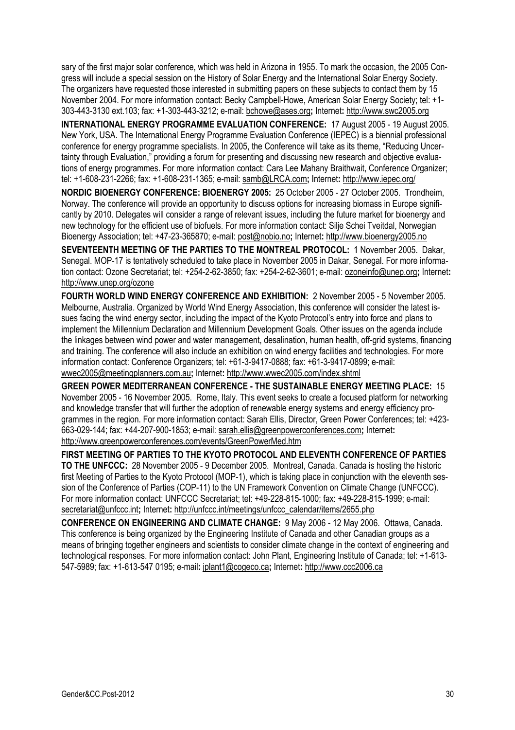sary of the first major solar conference, which was held in Arizona in 1955. To mark the occasion, the 2005 Congress will include a special session on the History of Solar Energy and the International Solar Energy Society. The organizers have requested those interested in submitting papers on these subjects to contact them by 15 November 2004. For more information contact: Becky Campbell-Howe, American Solar Energy Society; tel: +1-303-443-3130 ext.103; fax: +1-303-443-3212; e-mail: bchowe@ases.org**;** Internet**:** http://www.swc2005.org

**INTERNATIONAL ENERGY PROGRAMME EVALUATION CONFERENCE:** 17 August 2005 - 19 August 2005. New York, USA. The International Energy Programme Evaluation Conference (IEPEC) is a biennial professional conference for energy programme specialists. In 2005, the Conference will take as its theme, "Reducing Uncertainty through Evaluation," providing a forum for presenting and discussing new research and objective evaluations of energy programmes. For more information contact: Cara Lee Mahany Braithwait, Conference Organizer; tel: +1-608-231-2266; fax: +1-608-231-1365; e-mail: samb@LRCA.com**;** Internet**:** http://www.iepec.org/

**NORDIC BIOENERGY CONFERENCE: BIOENERGY 2005:** 25 October 2005 - 27 October 2005. Trondheim, Norway. The conference will provide an opportunity to discuss options for increasing biomass in Europe significantly by 2010. Delegates will consider a range of relevant issues, including the future market for bioenergy and new technology for the efficient use of biofuels. For more information contact: Silje Schei Tveitdal, Norwegian Bioenergy Association; tel: +47-23-365870; e-mail: post@nobio.no**;** Internet**:** http://www.bioenergy2005.no

**SEVENTEENTH MEETING OF THE PARTIES TO THE MONTREAL PROTOCOL:** 1 November 2005. Dakar, Senegal. MOP-17 is tentatively scheduled to take place in November 2005 in Dakar, Senegal. For more information contact: Ozone Secretariat; tel: +254-2-62-3850; fax: +254-2-62-3601; e-mail: ozoneinfo@unep.org**;** Internet**:** http://www.unep.org/ozone

**FOURTH WORLD WIND ENERGY CONFERENCE AND EXHIBITION:** 2 November 2005 - 5 November 2005. Melbourne, Australia. Organized by World Wind Energy Association, this conference will consider the latest issues facing the wind energy sector, including the impact of the Kyoto Protocol's entry into force and plans to implement the Millennium Declaration and Millennium Development Goals. Other issues on the agenda include the linkages between wind power and water management, desalination, human health, off-grid systems, financing and training. The conference will also include an exhibition on wind energy facilities and technologies. For more information contact: Conference Organizers; tel: +61-3-9417-0888; fax: +61-3-9417-0899; e-mail: wwec2005@meetingplanners.com.au**;** Internet**:** http://www.wwec2005.com/index.shtml

**GREEN POWER MEDITERRANEAN CONFERENCE - THE SUSTAINABLE ENERGY MEETING PLACE:** 15 November 2005 - 16 November 2005. Rome, Italy. This event seeks to create a focused platform for networking and knowledge transfer that will further the adoption of renewable energy systems and energy efficiency programmes in the region. For more information contact: Sarah Ellis, Director, Green Power Conferences; tel: +423-663-029-144; fax: +44-207-900-1853; e-mail: sarah.ellis@greenpowerconferences.com**;** Internet**:** http://www.greenpowerconferences.com/events/GreenPowerMed.htm

**FIRST MEETING OF PARTIES TO THE KYOTO PROTOCOL AND ELEVENTH CONFERENCE OF PARTIES TO THE UNFCCC:** 28 November 2005 - 9 December 2005. Montreal, Canada. Canada is hosting the historic first Meeting of Parties to the Kyoto Protocol (MOP-1), which is taking place in conjunction with the eleventh session of the Conference of Parties (COP-11) to the UN Framework Convention on Climate Change (UNFCCC). For more information contact: UNFCCC Secretariat; tel: +49-228-815-1000; fax: +49-228-815-1999; e-mail: secretariat@unfccc.int**;** Internet**:** http://unfccc.int/meetings/unfccc_calendar/items/2655.php

**CONFERENCE ON ENGINEERING AND CLIMATE CHANGE:** 9 May 2006 - 12 May 2006. Ottawa, Canada. This conference is being organized by the Engineering Institute of Canada and other Canadian groups as a means of bringing together engineers and scientists to consider climate change in the context of engineering and technological responses. For more information contact: John Plant, Engineering Institute of Canada; tel: +1-613-547-5989; fax: +1-613-547 0195; e-mail**:** jplant1@cogeco.ca**;** Internet**:** http://www.ccc2006.ca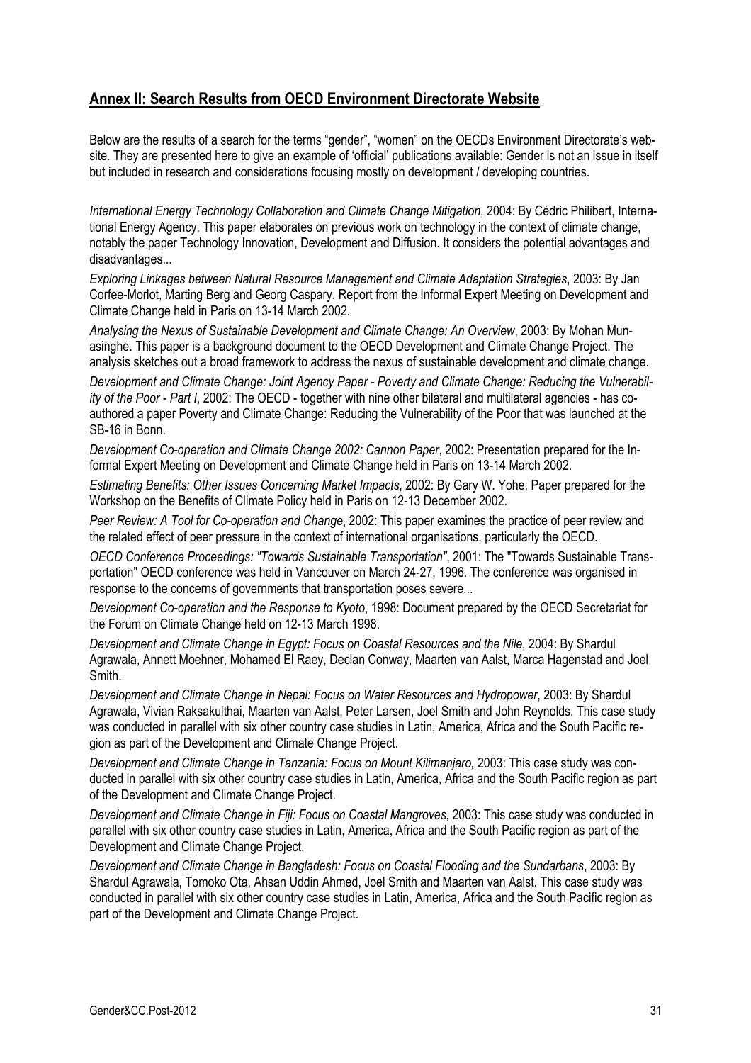## Annex II: Search Results from OECD Environment Directorate Website

Below are the results of a search for the terms "gender", "women" on the OECDs Environment Directorate's web-site. They are presented here to give an example of 'official' publications available: Gender is not an issue in itself but included in research and considerations focusing mostly on development / developing countries.

*International Energy Technology Collaboration and Climate Change Mitigation*, 2004: By Cédric Philibert, International Energy Agency. This paper elaborates on previous work on technology in the context of climate change, notably the paper Technology Innovation, Development and Diffusion. It considers the potential advantages and disadvantages...

*Exploring Linkages between Natural Resource Management and Climate Adaptation Strategies*, 2003: By Jan Corfee-Morlot, Marting Berg and Georg Caspary. Report from the Informal Expert Meeting on Development and Climate Change held in Paris on 13-14 March 2002.

*Analysing the Nexus of Sustainable Development and Climate Change: An Overview*, 2003: By Mohan Munasinghe. This paper is a background document to the OECD Development and Climate Change Project. The analysis sketches out a broad framework to address the nexus of sustainable development and climate change.

*Development and Climate Change: Joint Agency Paper - Poverty and Climate Change: Reducing the Vulnerability of the Poor - Part I*, 2002: The OECD - together with nine other bilateral and multilateral agencies - has co-authored a paper Poverty and Climate Change: Reducing the Vulnerability of the Poor that was launched at the SB-16 in Bonn.

*Development Co-operation and Climate Change 2002: Cannon Paper*, 2002: Presentation prepared for the Informal Expert Meeting on Development and Climate Change held in Paris on 13-14 March 2002.

*Estimating Benefits: Other Issues Concerning Market Impacts*, 2002: By Gary W. Yohe. Paper prepared for the Workshop on the Benefits of Climate Policy held in Paris on 12-13 December 2002.

*Peer Review: A Tool for Co-operation and Change*, 2002: This paper examines the practice of peer review and the related effect of peer pressure in the context of international organisations, particularly the OECD.

*OECD Conference Proceedings: "Towards Sustainable Transportation"*, 2001: The "Towards Sustainable Transportation" OECD conference was held in Vancouver on March 24-27, 1996. The conference was organised in response to the concerns of governments that transportation poses severe...

*Development Co-operation and the Response to Kyoto*, 1998: Document prepared by the OECD Secretariat for the Forum on Climate Change held on 12-13 March 1998.

*Development and Climate Change in Egypt: Focus on Coastal Resources and the Nile*, 2004: By Shardul Agrawala, Annett Moehner, Mohamed El Raey, Declan Conway, Maarten van Aalst, Marca Hagenstad and Joel Smith.

*Development and Climate Change in Nepal: Focus on Water Resources and Hydropower*, 2003: By Shardul Agrawala, Vivian Raksakulthai, Maarten van Aalst, Peter Larsen, Joel Smith and John Reynolds. This case study was conducted in parallel with six other country case studies in Latin, America, Africa and the South Pacific region as part of the Development and Climate Change Project.

*Development and Climate Change in Tanzania: Focus on Mount Kilimanjaro,* 2003: This case study was conducted in parallel with six other country case studies in Latin, America, Africa and the South Pacific region as part of the Development and Climate Change Project.

*Development and Climate Change in Fiji: Focus on Coastal Mangroves*, 2003: This case study was conducted in parallel with six other country case studies in Latin, America, Africa and the South Pacific region as part of the Development and Climate Change Project.

*Development and Climate Change in Bangladesh: Focus on Coastal Flooding and the Sundarbans*, 2003: By Shardul Agrawala, Tomoko Ota, Ahsan Uddin Ahmed, Joel Smith and Maarten van Aalst. This case study was conducted in parallel with six other country case studies in Latin, America, Africa and the South Pacific region as part of the Development and Climate Change Project.